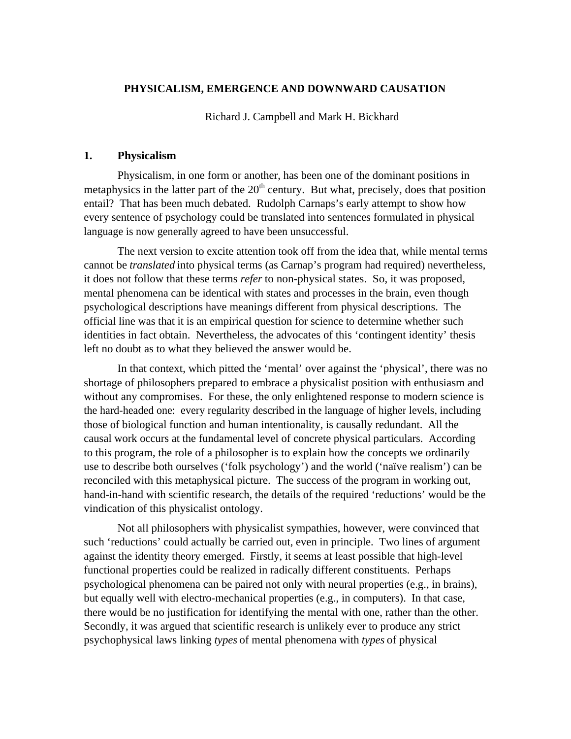# PHYSICALISM, EMERGENCE AND DOWNWARD CAUSATION

Richard J. Campbell and Mark H. Bickhard

## 1. Physicalism

Physicalism, in one form or another, has been one of the dominant positions in metaphysics in the latter part of the 20th century. But what, precisely, does that position entail? That has been much debated. Rudolph Carnaps's early attempt to show how every sentence of psychology could be translated into sentences formulated in physical language is now generally agreed to have been unsuccessful.

The next version to excite attention took off from the idea that, while mental terms cannot be *translated* into physical terms (as Carnap's program had required) nevertheless, it does not follow that these terms *refer* to non-physical states. So, it was proposed, mental phenomena can be identical with states and processes in the brain, even though psychological descriptions have meanings different from physical descriptions. The official line was that it is an empirical question for science to determine whether such identities in fact obtain. Nevertheless, the advocates of this 'contingent identity' thesis left no doubt as to what they believed the answer would be.

In that context, which pitted the 'mental' over against the 'physical', there was no shortage of philosophers prepared to embrace a physicalist position with enthusiasm and without any compromises. For these, the only enlightened response to modern science is the hard-headed one: every regularity described in the language of higher levels, including those of biological function and human intentionality, is causally redundant. All the causal work occurs at the fundamental level of concrete physical particulars. According to this program, the role of a philosopher is to explain how the concepts we ordinarily use to describe both ourselves ('folk psychology') and the world ('naïve realism') can be reconciled with this metaphysical picture. The success of the program in working out, hand-in-hand with scientific research, the details of the required 'reductions' would be the vindication of this physicalist ontology.

Not all philosophers with physicalist sympathies, however, were convinced that such 'reductions' could actually be carried out, even in principle. Two lines of argument against the identity theory emerged. Firstly, it seems at least possible that high-level functional properties could be realized in radically different constituents. Perhaps psychological phenomena can be paired not only with neural properties (e.g., in brains), but equally well with electro-mechanical properties (e.g., in computers). In that case, there would be no justification for identifying the mental with one, rather than the other. Secondly, it was argued that scientific research is unlikely ever to produce any strict psychophysical laws linking *types* of mental phenomena with *types* of physical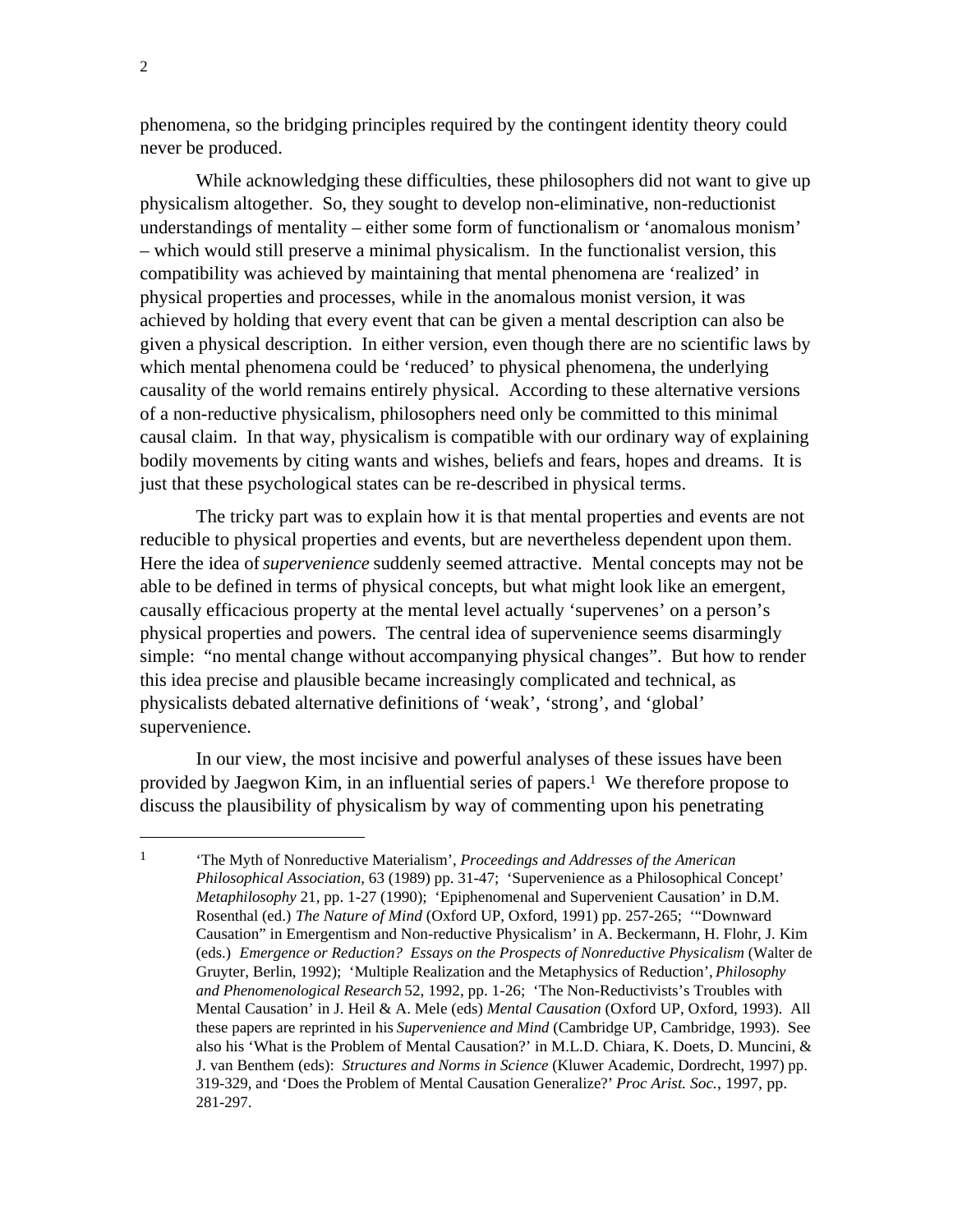phenomena, so the bridging principles required by the contingent identity theory could never be produced.

While acknowledging these difficulties, these philosophers did not want to give up physicalism altogether. So, they sought to develop non-eliminative, non-reductionist understandings of mentality – either some form of functionalism or 'anomalous monism' – which would still preserve a minimal physicalism. In the functionalist version, this compatibility was achieved by maintaining that mental phenomena are 'realized' in physical properties and processes, while in the anomalous monist version, it was achieved by holding that every event that can be given a mental description can also be given a physical description. In either version, even though there are no scientific laws by which mental phenomena could be 'reduced' to physical phenomena, the underlying causality of the world remains entirely physical. According to these alternative versions of a non-reductive physicalism, philosophers need only be committed to this minimal causal claim. In that way, physicalism is compatible with our ordinary way of explaining bodily movements by citing wants and wishes, beliefs and fears, hopes and dreams. It is just that these psychological states can be re-described in physical terms.

The tricky part was to explain how it is that mental properties and events are not reducible to physical properties and events, but are nevertheless dependent upon them. Here the idea of *supervenience* suddenly seemed attractive. Mental concepts may not be able to be defined in terms of physical concepts, but what might look like an emergent, causally efficacious property at the mental level actually 'supervenes' on a person's physical properties and powers. The central idea of supervenience seems disarmingly simple: "no mental change without accompanying physical changes". But how to render this idea precise and plausible became increasingly complicated and technical, as physicalists debated alternative definitions of 'weak', 'strong', and 'global' supervenience.

In our view, the most incisive and powerful analyses of these issues have been provided by Jaegwon Kim, in an influential series of papers.[1] We therefore propose to discuss the plausibility of physicalism by way of commenting upon his penetrating

---

[1] 'The Myth of Nonreductive Materialism', *Proceedings and Addresses of the American Philosophical Association*, 63 (1989) pp. 31-47; 'Supervenience as a Philosophical Concept' *Metaphilosophy* 21, pp. 1-27 (1990); 'Epiphenomenal and Supervenient Causation' in D.M. Rosenthal (ed.) *The Nature of Mind* (Oxford UP, Oxford, 1991) pp. 257-265; '"Downward Causation" in Emergentism and Non-reductive Physicalism' in A. Beckermann, H. Flohr, J. Kim (eds.) *Emergence or Reduction? Essays on the Prospects of Nonreductive Physicalism* (Walter de Gruyter, Berlin, 1992); 'Multiple Realization and the Metaphysics of Reduction', *Philosophy and Phenomenological Research* 52, 1992, pp. 1-26; 'The Non-Reductivists's Troubles with Mental Causation' in J. Heil & A. Mele (eds) *Mental Causation* (Oxford UP, Oxford, 1993). All these papers are reprinted in his *Supervenience and Mind* (Cambridge UP, Cambridge, 1993). See also his 'What is the Problem of Mental Causation?' in M.L.D. Chiara, K. Doets, D. Muncini, & J. van Benthem (eds): *Structures and Norms in Science* (Kluwer Academic, Dordrecht, 1997) pp. 319-329, and 'Does the Problem of Mental Causation Generalize?' *Proc Arist. Soc.*, 1997, pp. 281-297.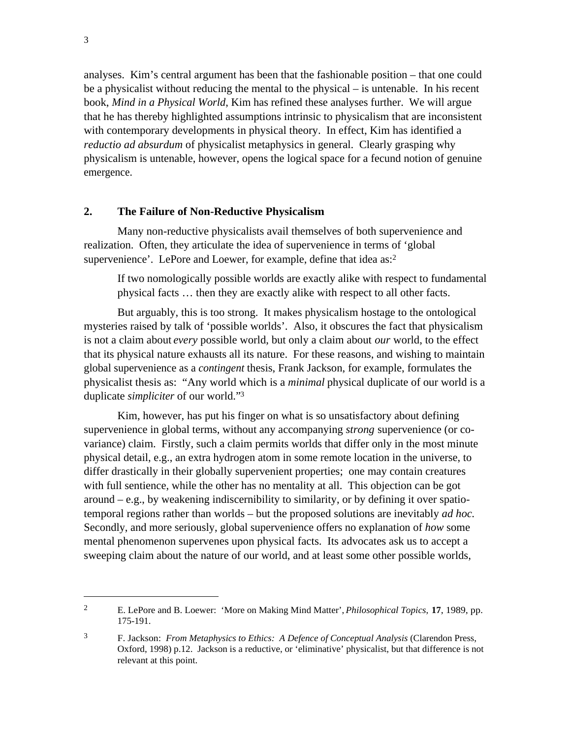analyses. Kim's central argument has been that the fashionable position – that one could be a physicalist without reducing the mental to the physical – is untenable. In his recent book, *Mind in a Physical World*, Kim has refined these analyses further. We will argue that he has thereby highlighted assumptions intrinsic to physicalism that are inconsistent with contemporary developments in physical theory. In effect, Kim has identified a *reductio ad absurdum* of physicalist metaphysics in general. Clearly grasping why physicalism is untenable, however, opens the logical space for a fecund notion of genuine emergence.

## 2. The Failure of Non-Reductive Physicalism

Many non-reductive physicalists avail themselves of both supervenience and realization. Often, they articulate the idea of supervenience in terms of 'global supervenience'. LePore and Loewer, for example, define that idea as:[2]

> If two nomologically possible worlds are exactly alike with respect to fundamental physical facts … then they are exactly alike with respect to all other facts.

But arguably, this is too strong. It makes physicalism hostage to the ontological mysteries raised by talk of 'possible worlds'. Also, it obscures the fact that physicalism is not a claim about *every* possible world, but only a claim about *our* world, to the effect that its physical nature exhausts all its nature. For these reasons, and wishing to maintain global supervenience as a *contingent* thesis, Frank Jackson, for example, formulates the physicalist thesis as: "Any world which is a *minimal* physical duplicate of our world is a duplicate *simpliciter* of our world."[3]

Kim, however, has put his finger on what is so unsatisfactory about defining supervenience in global terms, without any accompanying *strong* supervenience (or co-variance) claim. Firstly, such a claim permits worlds that differ only in the most minute physical detail, e.g., an extra hydrogen atom in some remote location in the universe, to differ drastically in their globally supervenient properties; one may contain creatures with full sentience, while the other has no mentality at all. This objection can be got around – e.g., by weakening indiscernibility to similarity, or by defining it over spatio-temporal regions rather than worlds – but the proposed solutions are inevitably *ad hoc*. Secondly, and more seriously, global supervenience offers no explanation of *how* some mental phenomenon supervenes upon physical facts. Its advocates ask us to accept a sweeping claim about the nature of our world, and at least some other possible worlds,

---

[2] E. LePore and B. Loewer: 'More on Making Mind Matter', *Philosophical Topics*, **17**, 1989, pp. 175-191.

[3] F. Jackson: *From Metaphysics to Ethics: A Defence of Conceptual Analysis* (Clarendon Press, Oxford, 1998) p.12. Jackson is a reductive, or 'eliminative' physicalist, but that difference is not relevant at this point.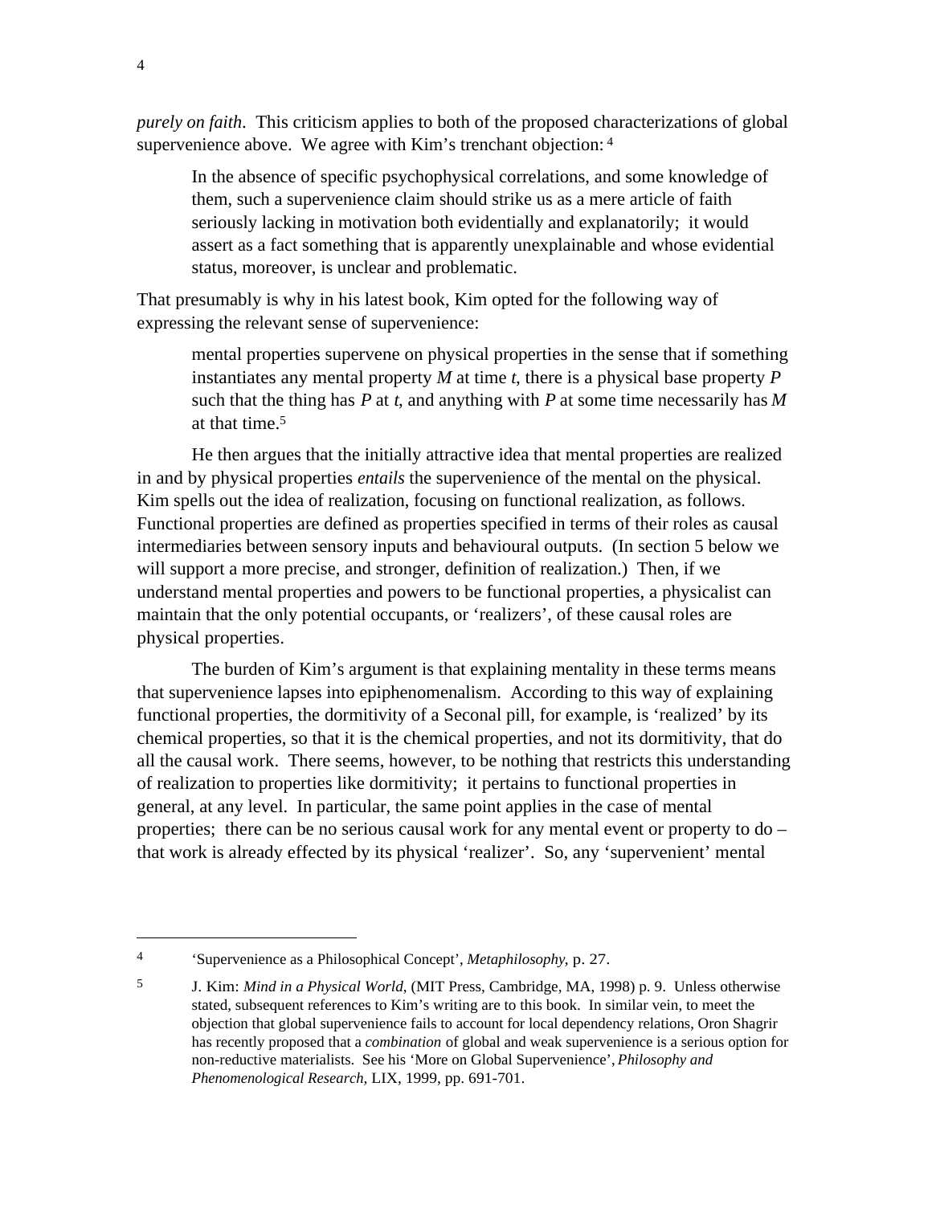*purely on faith*. This criticism applies to both of the proposed characterizations of global supervenience above. We agree with Kim's trenchant objection:[4]

> In the absence of specific psychophysical correlations, and some knowledge of them, such a supervenience claim should strike us as a mere article of faith seriously lacking in motivation both evidentially and explanatorily; it would assert as a fact something that is apparently unexplainable and whose evidential status, moreover, is unclear and problematic.

That presumably is why in his latest book, Kim opted for the following way of expressing the relevant sense of supervenience:

> mental properties supervene on physical properties in the sense that if something instantiates any mental property *M* at time *t*, there is a physical base property *P* such that the thing has *P* at *t*, and anything with *P* at some time necessarily has *M* at that time.[5]

He then argues that the initially attractive idea that mental properties are realized in and by physical properties *entails* the supervenience of the mental on the physical. Kim spells out the idea of realization, focusing on functional realization, as follows. Functional properties are defined as properties specified in terms of their roles as causal intermediaries between sensory inputs and behavioural outputs. (In section 5 below we will support a more precise, and stronger, definition of realization.) Then, if we understand mental properties and powers to be functional properties, a physicalist can maintain that the only potential occupants, or 'realizers', of these causal roles are physical properties.

The burden of Kim's argument is that explaining mentality in these terms means that supervenience lapses into epiphenomenalism. According to this way of explaining functional properties, the dormitivity of a Seconal pill, for example, is 'realized' by its chemical properties, so that it is the chemical properties, and not its dormitivity, that do all the causal work. There seems, however, to be nothing that restricts this understanding of realization to properties like dormitivity; it pertains to functional properties in general, at any level. In particular, the same point applies in the case of mental properties; there can be no serious causal work for any mental event or property to do – that work is already effected by its physical 'realizer'. So, any 'supervenient' mental

---

[4] 'Supervenience as a Philosophical Concept', *Metaphilosophy*, p. 27.

[5] J. Kim: *Mind in a Physical World*, (MIT Press, Cambridge, MA, 1998) p. 9. Unless otherwise stated, subsequent references to Kim's writing are to this book. In similar vein, to meet the objection that global supervenience fails to account for local dependency relations, Oron Shagrir has recently proposed that a *combination* of global and weak supervenience is a serious option for non-reductive materialists. See his 'More on Global Supervenience', *Philosophy and Phenomenological Research*, LIX, 1999, pp. 691-701.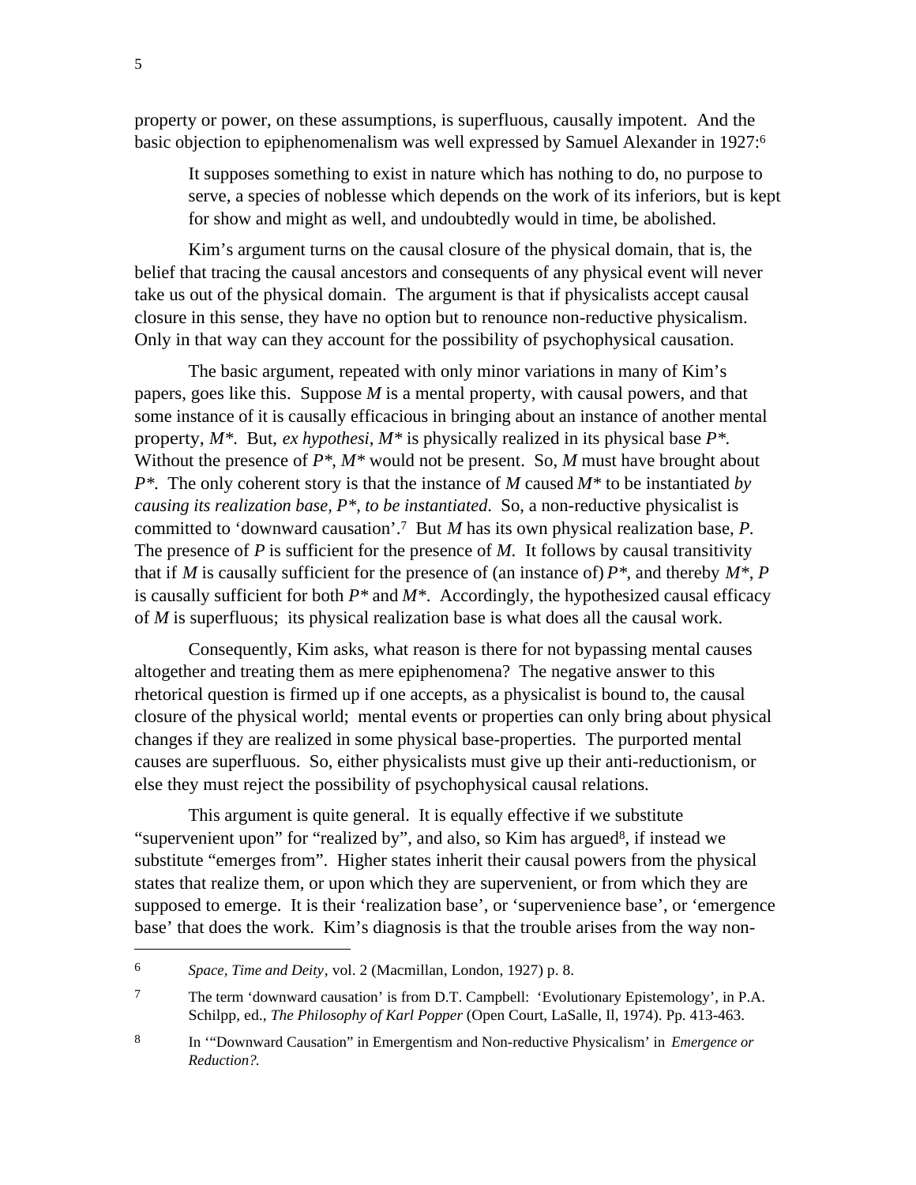property or power, on these assumptions, is superfluous, causally impotent. And the basic objection to epiphenomenalism was well expressed by Samuel Alexander in 1927:[6]

> It supposes something to exist in nature which has nothing to do, no purpose to serve, a species of noblesse which depends on the work of its inferiors, but is kept for show and might as well, and undoubtedly would in time, be abolished.

Kim's argument turns on the causal closure of the physical domain, that is, the belief that tracing the causal ancestors and consequents of any physical event will never take us out of the physical domain. The argument is that if physicalists accept causal closure in this sense, they have no option but to renounce non-reductive physicalism. Only in that way can they account for the possibility of psychophysical causation.

The basic argument, repeated with only minor variations in many of Kim's papers, goes like this. Suppose *M* is a mental property, with causal powers, and that some instance of it is causally efficacious in bringing about an instance of another mental property, *M\**. But, *ex hypothesi*, *M\** is physically realized in its physical base *P\**. Without the presence of *P\**, *M\** would not be present. So, *M* must have brought about *P\**. The only coherent story is that the instance of *M* caused *M\** to be instantiated *by causing its realization base, P\*, to be instantiated*. So, a non-reductive physicalist is committed to 'downward causation'.[7] But *M* has its own physical realization base, *P*. The presence of *P* is sufficient for the presence of *M*. It follows by causal transitivity that if *M* is causally sufficient for the presence of (an instance of) *P\**, and thereby *M\**, *P* is causally sufficient for both *P\** and *M\**. Accordingly, the hypothesized causal efficacy of *M* is superfluous; its physical realization base is what does all the causal work.

Consequently, Kim asks, what reason is there for not bypassing mental causes altogether and treating them as mere epiphenomena? The negative answer to this rhetorical question is firmed up if one accepts, as a physicalist is bound to, the causal closure of the physical world; mental events or properties can only bring about physical changes if they are realized in some physical base-properties. The purported mental causes are superfluous. So, either physicalists must give up their anti-reductionism, or else they must reject the possibility of psychophysical causal relations.

This argument is quite general. It is equally effective if we substitute "supervenient upon" for "realized by", and also, so Kim has argued[8], if instead we substitute "emerges from". Higher states inherit their causal powers from the physical states that realize them, or upon which they are supervenient, or from which they are supposed to emerge. It is their 'realization base', or 'supervenience base', or 'emergence base' that does the work. Kim's diagnosis is that the trouble arises from the way non-

---

[6] *Space, Time and Deity*, vol. 2 (Macmillan, London, 1927) p. 8.

[7] The term 'downward causation' is from D.T. Campbell: 'Evolutionary Epistemology', in P.A. Schilpp, ed., *The Philosophy of Karl Popper* (Open Court, LaSalle, Il, 1974). Pp. 413-463.

[8] In '"Downward Causation" in Emergentism and Non-reductive Physicalism' in *Emergence or Reduction?.*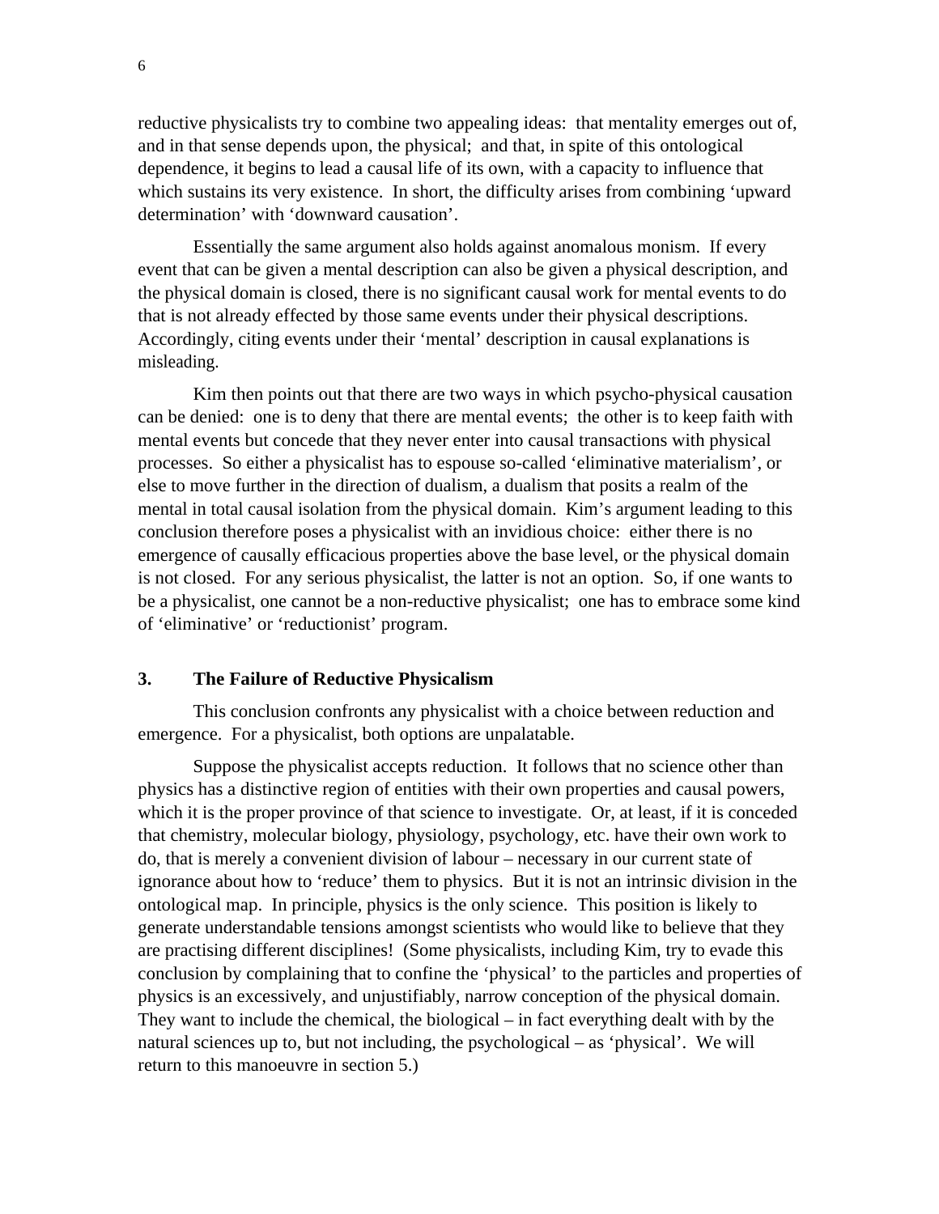reductive physicalists try to combine two appealing ideas: that mentality emerges out of, and in that sense depends upon, the physical; and that, in spite of this ontological dependence, it begins to lead a causal life of its own, with a capacity to influence that which sustains its very existence. In short, the difficulty arises from combining 'upward determination' with 'downward causation'.

Essentially the same argument also holds against anomalous monism. If every event that can be given a mental description can also be given a physical description, and the physical domain is closed, there is no significant causal work for mental events to do that is not already effected by those same events under their physical descriptions. Accordingly, citing events under their 'mental' description in causal explanations is misleading.

Kim then points out that there are two ways in which psycho-physical causation can be denied: one is to deny that there are mental events; the other is to keep faith with mental events but concede that they never enter into causal transactions with physical processes. So either a physicalist has to espouse so-called 'eliminative materialism', or else to move further in the direction of dualism, a dualism that posits a realm of the mental in total causal isolation from the physical domain. Kim's argument leading to this conclusion therefore poses a physicalist with an invidious choice: either there is no emergence of causally efficacious properties above the base level, or the physical domain is not closed. For any serious physicalist, the latter is not an option. So, if one wants to be a physicalist, one cannot be a non-reductive physicalist; one has to embrace some kind of 'eliminative' or 'reductionist' program.

## 3. The Failure of Reductive Physicalism

This conclusion confronts any physicalist with a choice between reduction and emergence. For a physicalist, both options are unpalatable.

Suppose the physicalist accepts reduction. It follows that no science other than physics has a distinctive region of entities with their own properties and causal powers, which it is the proper province of that science to investigate. Or, at least, if it is conceded that chemistry, molecular biology, physiology, psychology, etc. have their own work to do, that is merely a convenient division of labour – necessary in our current state of ignorance about how to 'reduce' them to physics. But it is not an intrinsic division in the ontological map. In principle, physics is the only science. This position is likely to generate understandable tensions amongst scientists who would like to believe that they are practising different disciplines! (Some physicalists, including Kim, try to evade this conclusion by complaining that to confine the 'physical' to the particles and properties of physics is an excessively, and unjustifiably, narrow conception of the physical domain. They want to include the chemical, the biological – in fact everything dealt with by the natural sciences up to, but not including, the psychological – as 'physical'. We will return to this manoeuvre in section 5.)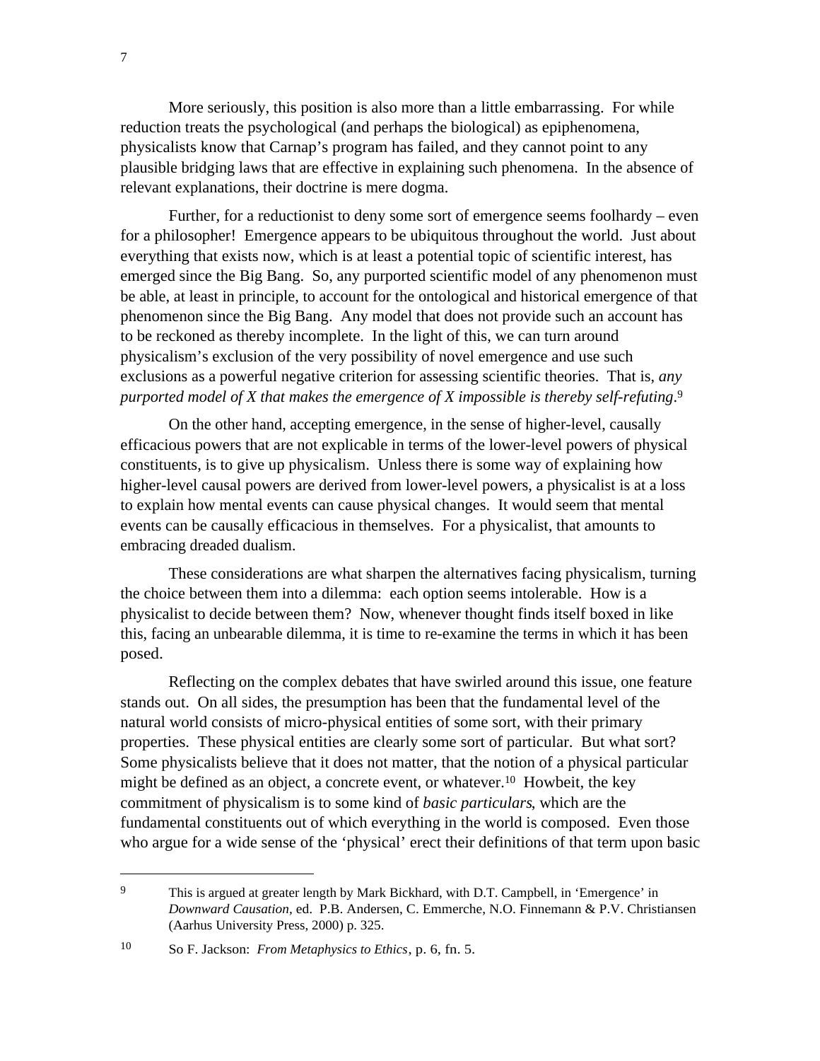More seriously, this position is also more than a little embarrassing. For while reduction treats the psychological (and perhaps the biological) as epiphenomena, physicalists know that Carnap's program has failed, and they cannot point to any plausible bridging laws that are effective in explaining such phenomena. In the absence of relevant explanations, their doctrine is mere dogma.

Further, for a reductionist to deny some sort of emergence seems foolhardy – even for a philosopher! Emergence appears to be ubiquitous throughout the world. Just about everything that exists now, which is at least a potential topic of scientific interest, has emerged since the Big Bang. So, any purported scientific model of any phenomenon must be able, at least in principle, to account for the ontological and historical emergence of that phenomenon since the Big Bang. Any model that does not provide such an account has to be reckoned as thereby incomplete. In the light of this, we can turn around physicalism's exclusion of the very possibility of novel emergence and use such exclusions as a powerful negative criterion for assessing scientific theories. That is, *any purported model of X that makes the emergence of X impossible is thereby self-refuting*.[9]

On the other hand, accepting emergence, in the sense of higher-level, causally efficacious powers that are not explicable in terms of the lower-level powers of physical constituents, is to give up physicalism. Unless there is some way of explaining how higher-level causal powers are derived from lower-level powers, a physicalist is at a loss to explain how mental events can cause physical changes. It would seem that mental events can be causally efficacious in themselves. For a physicalist, that amounts to embracing dreaded dualism.

These considerations are what sharpen the alternatives facing physicalism, turning the choice between them into a dilemma: each option seems intolerable. How is a physicalist to decide between them? Now, whenever thought finds itself boxed in like this, facing an unbearable dilemma, it is time to re-examine the terms in which it has been posed.

Reflecting on the complex debates that have swirled around this issue, one feature stands out. On all sides, the presumption has been that the fundamental level of the natural world consists of micro-physical entities of some sort, with their primary properties. These physical entities are clearly some sort of particular. But what sort? Some physicalists believe that it does not matter, that the notion of a physical particular might be defined as an object, a concrete event, or whatever.[10] Howbeit, the key commitment of physicalism is to some kind of *basic particulars*, which are the fundamental constituents out of which everything in the world is composed. Even those who argue for a wide sense of the 'physical' erect their definitions of that term upon basic

---

[9] This is argued at greater length by Mark Bickhard, with D.T. Campbell, in 'Emergence' in *Downward Causation*, ed. P.B. Andersen, C. Emmerche, N.O. Finnemann & P.V. Christiansen (Aarhus University Press, 2000) p. 325.

[10] So F. Jackson: *From Metaphysics to Ethics*, p. 6, fn. 5.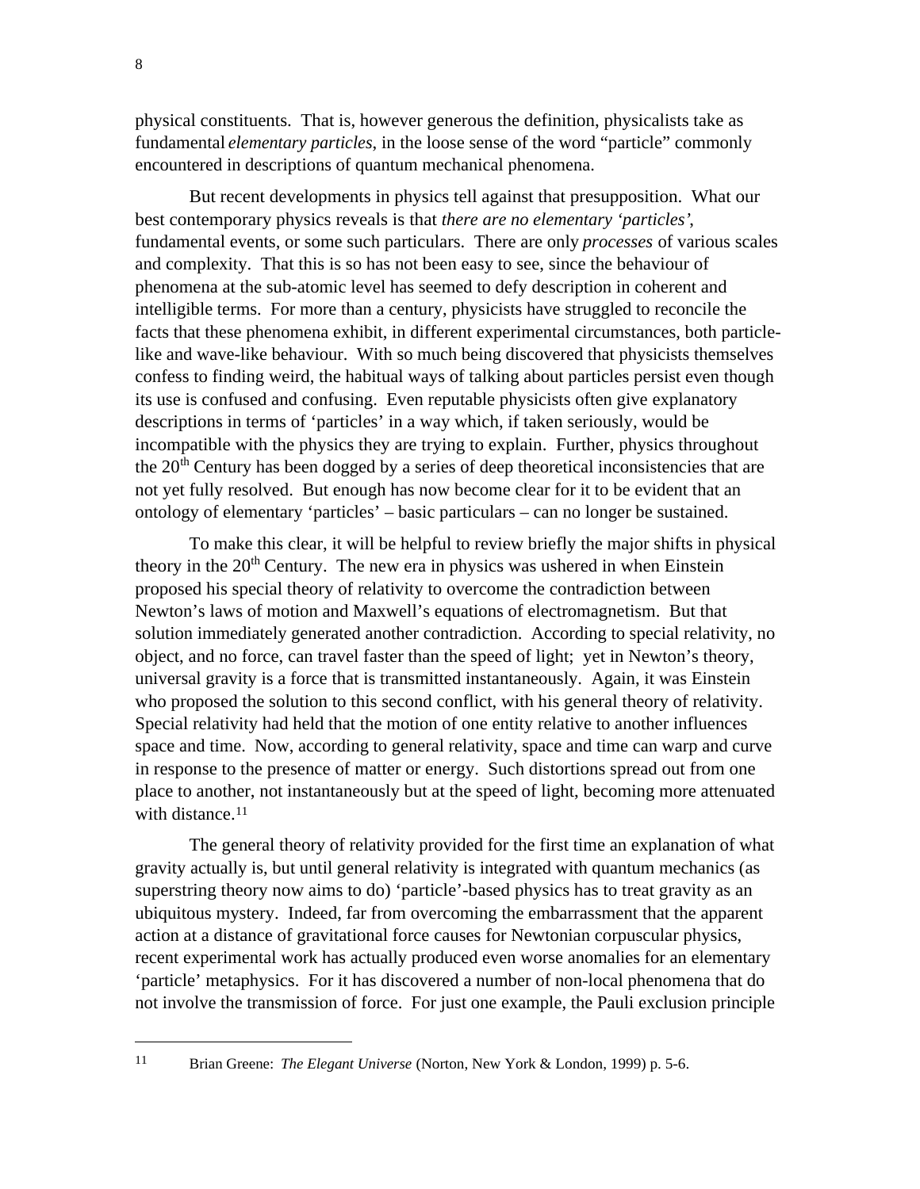physical constituents. That is, however generous the definition, physicalists take as fundamental *elementary particles*, in the loose sense of the word "particle" commonly encountered in descriptions of quantum mechanical phenomena.

But recent developments in physics tell against that presupposition. What our best contemporary physics reveals is that *there are no elementary 'particles'*, fundamental events, or some such particulars. There are only *processes* of various scales and complexity. That this is so has not been easy to see, since the behaviour of phenomena at the sub-atomic level has seemed to defy description in coherent and intelligible terms. For more than a century, physicists have struggled to reconcile the facts that these phenomena exhibit, in different experimental circumstances, both particle-like and wave-like behaviour. With so much being discovered that physicists themselves confess to finding weird, the habitual ways of talking about particles persist even though its use is confused and confusing. Even reputable physicists often give explanatory descriptions in terms of 'particles' in a way which, if taken seriously, would be incompatible with the physics they are trying to explain. Further, physics throughout the 20th Century has been dogged by a series of deep theoretical inconsistencies that are not yet fully resolved. But enough has now become clear for it to be evident that an ontology of elementary 'particles' – basic particulars – can no longer be sustained.

To make this clear, it will be helpful to review briefly the major shifts in physical theory in the 20th Century. The new era in physics was ushered in when Einstein proposed his special theory of relativity to overcome the contradiction between Newton's laws of motion and Maxwell's equations of electromagnetism. But that solution immediately generated another contradiction. According to special relativity, no object, and no force, can travel faster than the speed of light; yet in Newton's theory, universal gravity is a force that is transmitted instantaneously. Again, it was Einstein who proposed the solution to this second conflict, with his general theory of relativity. Special relativity had held that the motion of one entity relative to another influences space and time. Now, according to general relativity, space and time can warp and curve in response to the presence of matter or energy. Such distortions spread out from one place to another, not instantaneously but at the speed of light, becoming more attenuated with distance.[11]

The general theory of relativity provided for the first time an explanation of what gravity actually is, but until general relativity is integrated with quantum mechanics (as superstring theory now aims to do) 'particle'-based physics has to treat gravity as an ubiquitous mystery. Indeed, far from overcoming the embarrassment that the apparent action at a distance of gravitational force causes for Newtonian corpuscular physics, recent experimental work has actually produced even worse anomalies for an elementary 'particle' metaphysics. For it has discovered a number of non-local phenomena that do not involve the transmission of force. For just one example, the Pauli exclusion principle

---

[11] Brian Greene: *The Elegant Universe* (Norton, New York & London, 1999) p. 5-6.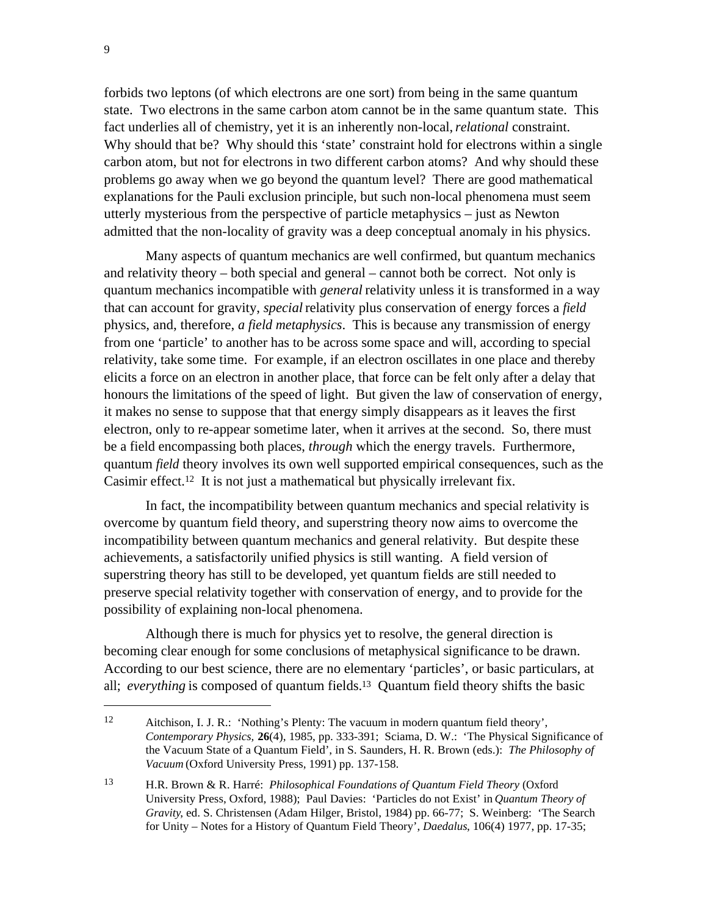forbids two leptons (of which electrons are one sort) from being in the same quantum state. Two electrons in the same carbon atom cannot be in the same quantum state. This fact underlies all of chemistry, yet it is an inherently non-local, *relational* constraint. Why should that be? Why should this 'state' constraint hold for electrons within a single carbon atom, but not for electrons in two different carbon atoms? And why should these problems go away when we go beyond the quantum level? There are good mathematical explanations for the Pauli exclusion principle, but such non-local phenomena must seem utterly mysterious from the perspective of particle metaphysics – just as Newton admitted that the non-locality of gravity was a deep conceptual anomaly in his physics.

Many aspects of quantum mechanics are well confirmed, but quantum mechanics and relativity theory – both special and general – cannot both be correct. Not only is quantum mechanics incompatible with *general* relativity unless it is transformed in a way that can account for gravity, *special* relativity plus conservation of energy forces a *field* physics, and, therefore, *a field metaphysics*. This is because any transmission of energy from one 'particle' to another has to be across some space and will, according to special relativity, take some time. For example, if an electron oscillates in one place and thereby elicits a force on an electron in another place, that force can be felt only after a delay that honours the limitations of the speed of light. But given the law of conservation of energy, it makes no sense to suppose that that energy simply disappears as it leaves the first electron, only to re-appear sometime later, when it arrives at the second. So, there must be a field encompassing both places, *through* which the energy travels. Furthermore, quantum *field* theory involves its own well supported empirical consequences, such as the Casimir effect.[12] It is not just a mathematical but physically irrelevant fix.

In fact, the incompatibility between quantum mechanics and special relativity is overcome by quantum field theory, and superstring theory now aims to overcome the incompatibility between quantum mechanics and general relativity. But despite these achievements, a satisfactorily unified physics is still wanting. A field version of superstring theory has still to be developed, yet quantum fields are still needed to preserve special relativity together with conservation of energy, and to provide for the possibility of explaining non-local phenomena.

Although there is much for physics yet to resolve, the general direction is becoming clear enough for some conclusions of metaphysical significance to be drawn. According to our best science, there are no elementary 'particles', or basic particulars, at all; *everything* is composed of quantum fields.[13] Quantum field theory shifts the basic

---

[12] Aitchison, I. J. R.: 'Nothing's Plenty: The vacuum in modern quantum field theory', *Contemporary Physics,* **26**(4), 1985, pp. 333-391; Sciama, D. W.: 'The Physical Significance of the Vacuum State of a Quantum Field', in S. Saunders, H. R. Brown (eds.): *The Philosophy of Vacuum* (Oxford University Press, 1991) pp. 137-158.

[13] H.R. Brown & R. Harré: *Philosophical Foundations of Quantum Field Theory* (Oxford University Press, Oxford, 1988); Paul Davies: 'Particles do not Exist' in *Quantum Theory of Gravity*, ed. S. Christensen (Adam Hilger, Bristol, 1984) pp. 66-77; S. Weinberg: 'The Search for Unity – Notes for a History of Quantum Field Theory', *Daedalus*, 106(4) 1977, pp. 17-35;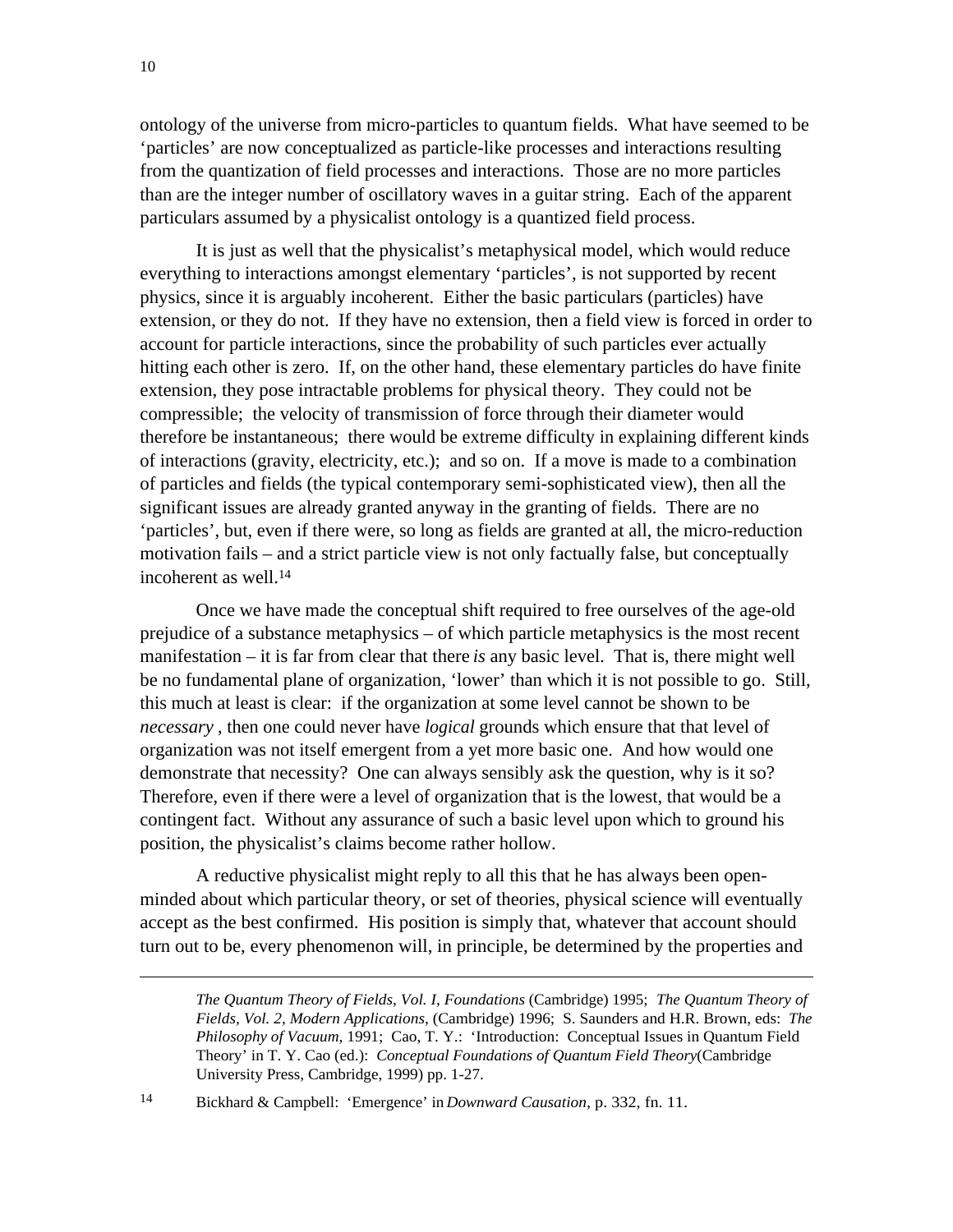ontology of the universe from micro-particles to quantum fields. What have seemed to be 'particles' are now conceptualized as particle-like processes and interactions resulting from the quantization of field processes and interactions. Those are no more particles than are the integer number of oscillatory waves in a guitar string. Each of the apparent particulars assumed by a physicalist ontology is a quantized field process.

It is just as well that the physicalist's metaphysical model, which would reduce everything to interactions amongst elementary 'particles', is not supported by recent physics, since it is arguably incoherent. Either the basic particulars (particles) have extension, or they do not. If they have no extension, then a field view is forced in order to account for particle interactions, since the probability of such particles ever actually hitting each other is zero. If, on the other hand, these elementary particles do have finite extension, they pose intractable problems for physical theory. They could not be compressible; the velocity of transmission of force through their diameter would therefore be instantaneous; there would be extreme difficulty in explaining different kinds of interactions (gravity, electricity, etc.); and so on. If a move is made to a combination of particles and fields (the typical contemporary semi-sophisticated view), then all the significant issues are already granted anyway in the granting of fields. There are no 'particles', but, even if there were, so long as fields are granted at all, the micro-reduction motivation fails – and a strict particle view is not only factually false, but conceptually incoherent as well.[14]

Once we have made the conceptual shift required to free ourselves of the age-old prejudice of a substance metaphysics – of which particle metaphysics is the most recent manifestation – it is far from clear that there *is* any basic level. That is, there might well be no fundamental plane of organization, 'lower' than which it is not possible to go. Still, this much at least is clear: if the organization at some level cannot be shown to be *necessary* , then one could never have *logical* grounds which ensure that that level of organization was not itself emergent from a yet more basic one. And how would one demonstrate that necessity? One can always sensibly ask the question, why is it so? Therefore, even if there were a level of organization that is the lowest, that would be a contingent fact. Without any assurance of such a basic level upon which to ground his position, the physicalist's claims become rather hollow.

A reductive physicalist might reply to all this that he has always been open-minded about which particular theory, or set of theories, physical science will eventually accept as the best confirmed. His position is simply that, whatever that account should turn out to be, every phenomenon will, in principle, be determined by the properties and

---

*The Quantum Theory of Fields, Vol. I, Foundations* (Cambridge) 1995; *The Quantum Theory of Fields, Vol. 2, Modern Applications,* (Cambridge) 1996; S. Saunders and H.R. Brown, eds: *The Philosophy of Vacuum,* 1991; Cao, T. Y.: 'Introduction: Conceptual Issues in Quantum Field Theory' in T. Y. Cao (ed.): *Conceptual Foundations of Quantum Field Theory*(Cambridge University Press, Cambridge, 1999) pp. 1-27.

[14] Bickhard & Campbell: 'Emergence' in *Downward Causation,* p. 332, fn. 11.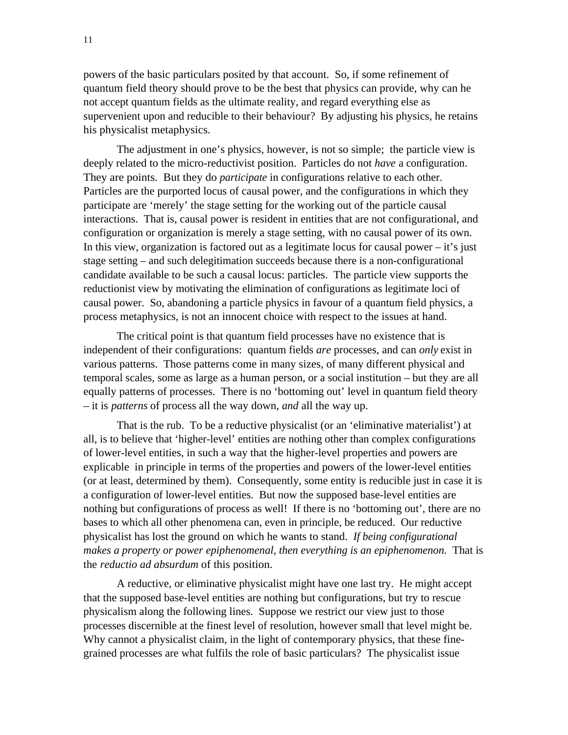powers of the basic particulars posited by that account. So, if some refinement of quantum field theory should prove to be the best that physics can provide, why can he not accept quantum fields as the ultimate reality, and regard everything else as supervenient upon and reducible to their behaviour? By adjusting his physics, he retains his physicalist metaphysics.

The adjustment in one's physics, however, is not so simple; the particle view is deeply related to the micro-reductivist position. Particles do not *have* a configuration. They are points. But they do *participate* in configurations relative to each other. Particles are the purported locus of causal power, and the configurations in which they participate are 'merely' the stage setting for the working out of the particle causal interactions. That is, causal power is resident in entities that are not configurational, and configuration or organization is merely a stage setting, with no causal power of its own. In this view, organization is factored out as a legitimate locus for causal power – it's just stage setting – and such delegitimation succeeds because there is a non-configurational candidate available to be such a causal locus: particles. The particle view supports the reductionist view by motivating the elimination of configurations as legitimate loci of causal power. So, abandoning a particle physics in favour of a quantum field physics, a process metaphysics, is not an innocent choice with respect to the issues at hand.

The critical point is that quantum field processes have no existence that is independent of their configurations: quantum fields *are* processes, and can *only* exist in various patterns. Those patterns come in many sizes, of many different physical and temporal scales, some as large as a human person, or a social institution – but they are all equally patterns of processes. There is no 'bottoming out' level in quantum field theory – it is *patterns* of process all the way down, *and* all the way up.

That is the rub. To be a reductive physicalist (or an 'eliminative materialist') at all, is to believe that 'higher-level' entities are nothing other than complex configurations of lower-level entities, in such a way that the higher-level properties and powers are explicable in principle in terms of the properties and powers of the lower-level entities (or at least, determined by them). Consequently, some entity is reducible just in case it is a configuration of lower-level entities. But now the supposed base-level entities are nothing but configurations of process as well! If there is no 'bottoming out', there are no bases to which all other phenomena can, even in principle, be reduced. Our reductive physicalist has lost the ground on which he wants to stand. *If being configurational makes a property or power epiphenomenal, then everything is an epiphenomenon.* That is the *reductio ad absurdum* of this position.

A reductive, or eliminative physicalist might have one last try. He might accept that the supposed base-level entities are nothing but configurations, but try to rescue physicalism along the following lines. Suppose we restrict our view just to those processes discernible at the finest level of resolution, however small that level might be. Why cannot a physicalist claim, in the light of contemporary physics, that these fine-grained processes are what fulfils the role of basic particulars? The physicalist issue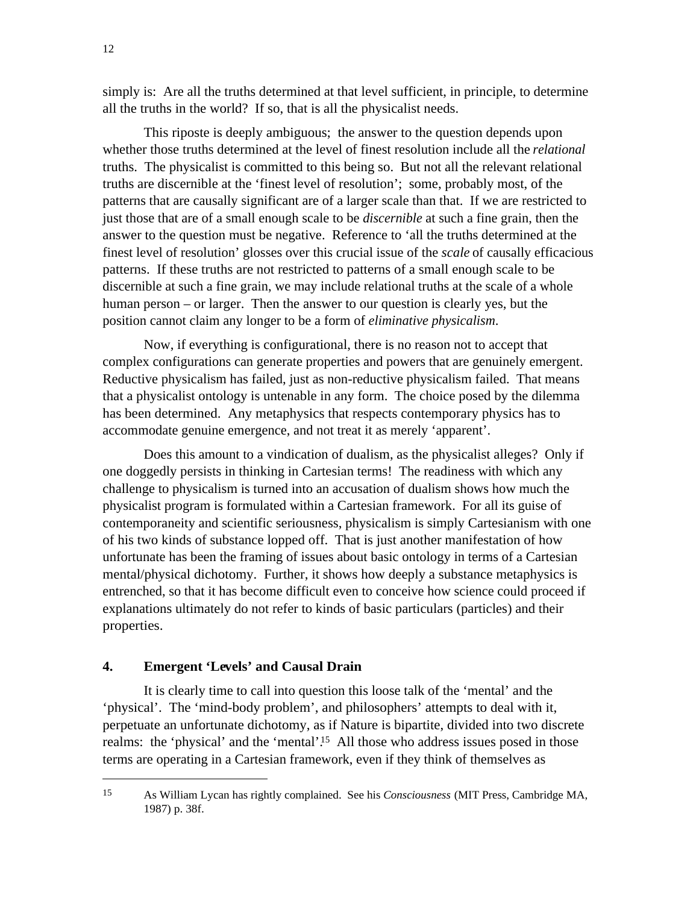simply is: Are all the truths determined at that level sufficient, in principle, to determine all the truths in the world? If so, that is all the physicalist needs.

This riposte is deeply ambiguous; the answer to the question depends upon whether those truths determined at the level of finest resolution include all the *relational* truths. The physicalist is committed to this being so. But not all the relevant relational truths are discernible at the 'finest level of resolution'; some, probably most, of the patterns that are causally significant are of a larger scale than that. If we are restricted to just those that are of a small enough scale to be *discernible* at such a fine grain, then the answer to the question must be negative. Reference to 'all the truths determined at the finest level of resolution' glosses over this crucial issue of the *scale* of causally efficacious patterns. If these truths are not restricted to patterns of a small enough scale to be discernible at such a fine grain, we may include relational truths at the scale of a whole human person – or larger. Then the answer to our question is clearly yes, but the position cannot claim any longer to be a form of *eliminative physicalism*.

Now, if everything is configurational, there is no reason not to accept that complex configurations can generate properties and powers that are genuinely emergent. Reductive physicalism has failed, just as non-reductive physicalism failed. That means that a physicalist ontology is untenable in any form. The choice posed by the dilemma has been determined. Any metaphysics that respects contemporary physics has to accommodate genuine emergence, and not treat it as merely 'apparent'.

Does this amount to a vindication of dualism, as the physicalist alleges? Only if one doggedly persists in thinking in Cartesian terms! The readiness with which any challenge to physicalism is turned into an accusation of dualism shows how much the physicalist program is formulated within a Cartesian framework. For all its guise of contemporaneity and scientific seriousness, physicalism is simply Cartesianism with one of his two kinds of substance lopped off. That is just another manifestation of how unfortunate has been the framing of issues about basic ontology in terms of a Cartesian mental/physical dichotomy. Further, it shows how deeply a substance metaphysics is entrenched, so that it has become difficult even to conceive how science could proceed if explanations ultimately do not refer to kinds of basic particulars (particles) and their properties.

## 4. Emergent 'Levels' and Causal Drain

It is clearly time to call into question this loose talk of the 'mental' and the 'physical'. The 'mind-body problem', and philosophers' attempts to deal with it, perpetuate an unfortunate dichotomy, as if Nature is bipartite, divided into two discrete realms: the 'physical' and the 'mental'.[15] All those who address issues posed in those terms are operating in a Cartesian framework, even if they think of themselves as

---

[15] As William Lycan has rightly complained. See his *Consciousness* (MIT Press, Cambridge MA, 1987) p. 38f.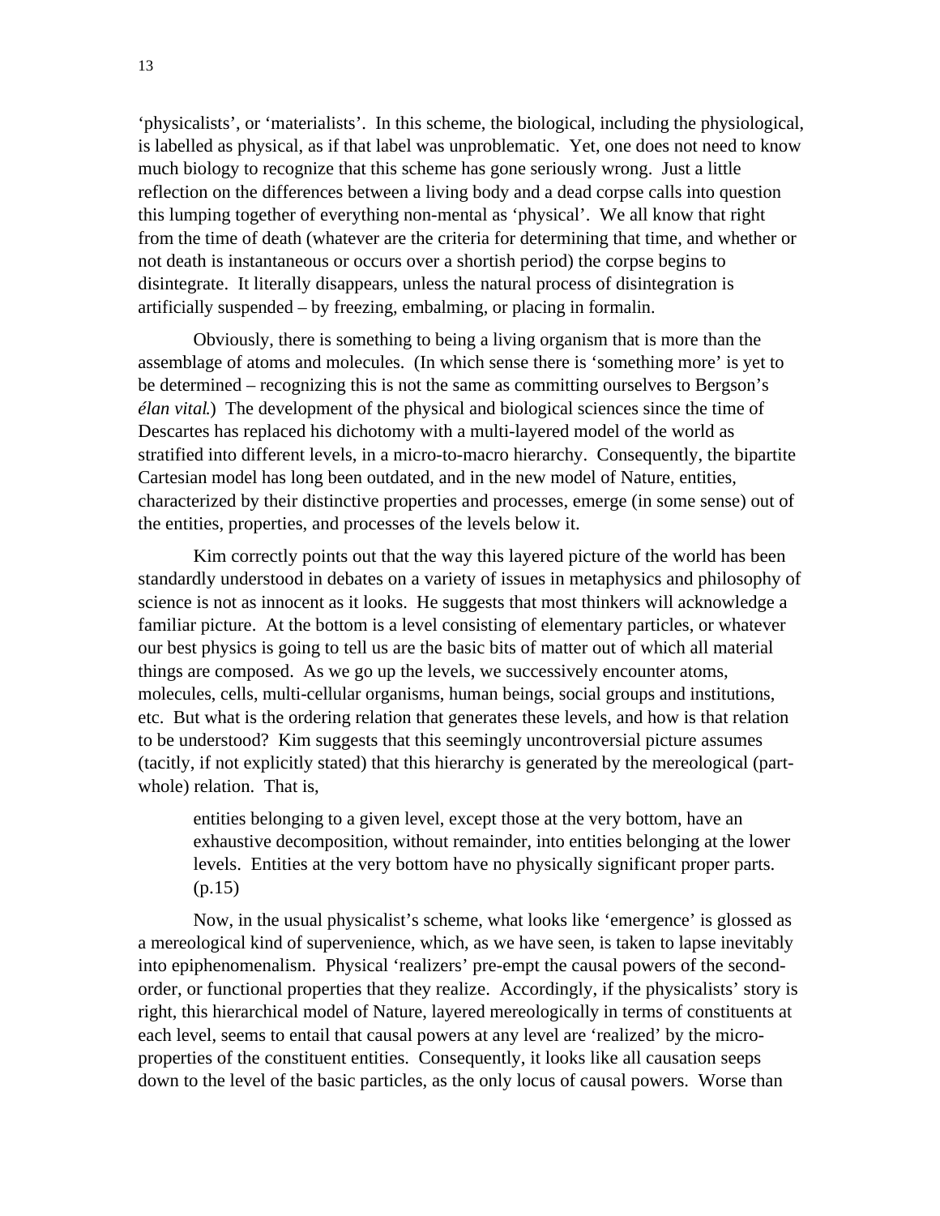'physicalists', or 'materialists'. In this scheme, the biological, including the physiological, is labelled as physical, as if that label was unproblematic. Yet, one does not need to know much biology to recognize that this scheme has gone seriously wrong. Just a little reflection on the differences between a living body and a dead corpse calls into question this lumping together of everything non-mental as 'physical'. We all know that right from the time of death (whatever are the criteria for determining that time, and whether or not death is instantaneous or occurs over a shortish period) the corpse begins to disintegrate. It literally disappears, unless the natural process of disintegration is artificially suspended – by freezing, embalming, or placing in formalin.

Obviously, there is something to being a living organism that is more than the assemblage of atoms and molecules. (In which sense there is 'something more' is yet to be determined – recognizing this is not the same as committing ourselves to Bergson's *élan vital*.) The development of the physical and biological sciences since the time of Descartes has replaced his dichotomy with a multi-layered model of the world as stratified into different levels, in a micro-to-macro hierarchy. Consequently, the bipartite Cartesian model has long been outdated, and in the new model of Nature, entities, characterized by their distinctive properties and processes, emerge (in some sense) out of the entities, properties, and processes of the levels below it.

Kim correctly points out that the way this layered picture of the world has been standardly understood in debates on a variety of issues in metaphysics and philosophy of science is not as innocent as it looks. He suggests that most thinkers will acknowledge a familiar picture. At the bottom is a level consisting of elementary particles, or whatever our best physics is going to tell us are the basic bits of matter out of which all material things are composed. As we go up the levels, we successively encounter atoms, molecules, cells, multi-cellular organisms, human beings, social groups and institutions, etc. But what is the ordering relation that generates these levels, and how is that relation to be understood? Kim suggests that this seemingly uncontroversial picture assumes (tacitly, if not explicitly stated) that this hierarchy is generated by the mereological (part-whole) relation. That is,

> entities belonging to a given level, except those at the very bottom, have an exhaustive decomposition, without remainder, into entities belonging at the lower levels. Entities at the very bottom have no physically significant proper parts. (p.15)

Now, in the usual physicalist's scheme, what looks like 'emergence' is glossed as a mereological kind of supervenience, which, as we have seen, is taken to lapse inevitably into epiphenomenalism. Physical 'realizers' pre-empt the causal powers of the second-order, or functional properties that they realize. Accordingly, if the physicalists' story is right, this hierarchical model of Nature, layered mereologically in terms of constituents at each level, seems to entail that causal powers at any level are 'realized' by the micro-properties of the constituent entities. Consequently, it looks like all causation seeps down to the level of the basic particles, as the only locus of causal powers. Worse than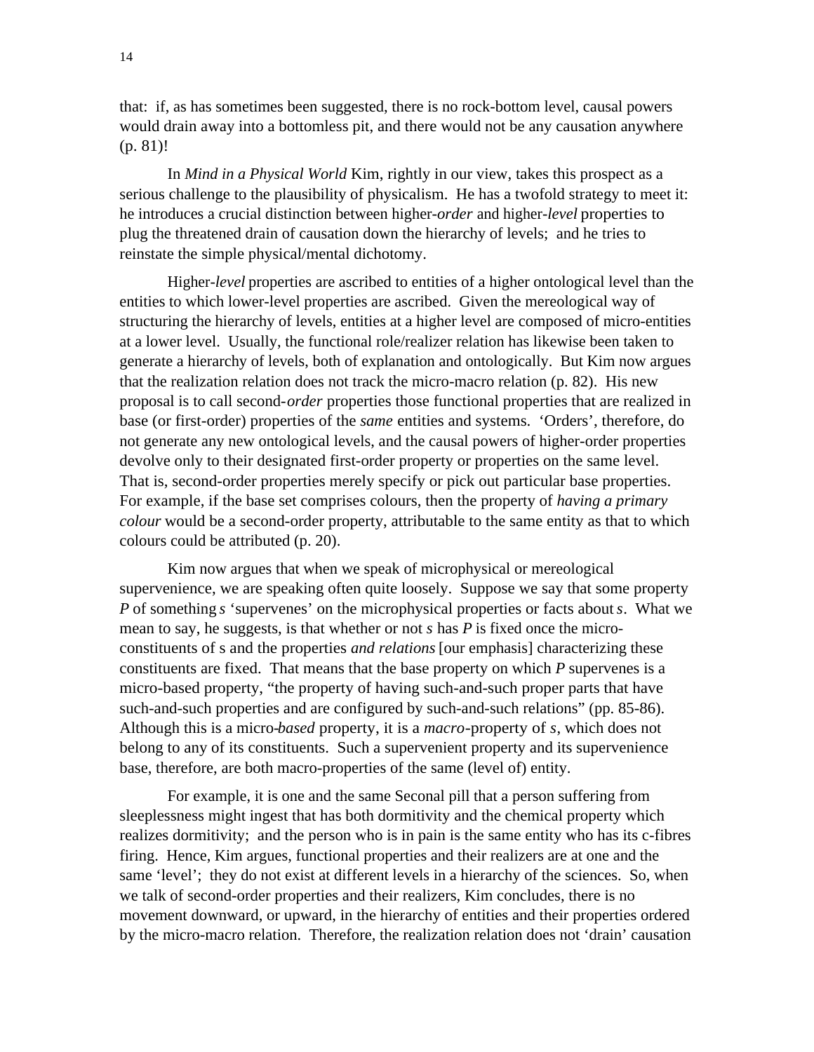that: if, as has sometimes been suggested, there is no rock-bottom level, causal powers would drain away into a bottomless pit, and there would not be any causation anywhere (p. 81)!

In *Mind in a Physical World* Kim, rightly in our view, takes this prospect as a serious challenge to the plausibility of physicalism. He has a twofold strategy to meet it: he introduces a crucial distinction between higher-*order* and higher-*level* properties to plug the threatened drain of causation down the hierarchy of levels; and he tries to reinstate the simple physical/mental dichotomy.

Higher-*level* properties are ascribed to entities of a higher ontological level than the entities to which lower-level properties are ascribed. Given the mereological way of structuring the hierarchy of levels, entities at a higher level are composed of micro-entities at a lower level. Usually, the functional role/realizer relation has likewise been taken to generate a hierarchy of levels, both of explanation and ontologically. But Kim now argues that the realization relation does not track the micro-macro relation (p. 82). His new proposal is to call second-*order* properties those functional properties that are realized in base (or first-order) properties of the *same* entities and systems. 'Orders', therefore, do not generate any new ontological levels, and the causal powers of higher-order properties devolve only to their designated first-order property or properties on the same level. That is, second-order properties merely specify or pick out particular base properties. For example, if the base set comprises colours, then the property of *having a primary colour* would be a second-order property, attributable to the same entity as that to which colours could be attributed (p. 20).

Kim now argues that when we speak of microphysical or mereological supervenience, we are speaking often quite loosely. Suppose we say that some property *P* of something *s* 'supervenes' on the microphysical properties or facts about *s*. What we mean to say, he suggests, is that whether or not *s* has *P* is fixed once the micro-constituents of s and the properties *and relations* [our emphasis] characterizing these constituents are fixed. That means that the base property on which *P* supervenes is a micro-based property, "the property of having such-and-such proper parts that have such-and-such properties and are configured by such-and-such relations" (pp. 85-86). Although this is a micro-*based* property, it is a *macro*-property of *s*, which does not belong to any of its constituents. Such a supervenient property and its supervenience base, therefore, are both macro-properties of the same (level of) entity.

For example, it is one and the same Seconal pill that a person suffering from sleeplessness might ingest that has both dormitivity and the chemical property which realizes dormitivity; and the person who is in pain is the same entity who has its c-fibres firing. Hence, Kim argues, functional properties and their realizers are at one and the same 'level'; they do not exist at different levels in a hierarchy of the sciences. So, when we talk of second-order properties and their realizers, Kim concludes, there is no movement downward, or upward, in the hierarchy of entities and their properties ordered by the micro-macro relation. Therefore, the realization relation does not 'drain' causation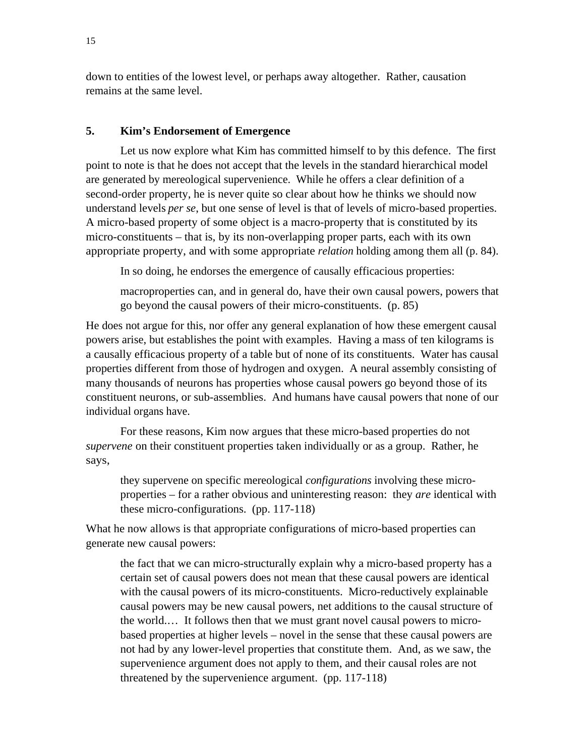down to entities of the lowest level, or perhaps away altogether. Rather, causation remains at the same level.

## 5. Kim's Endorsement of Emergence

Let us now explore what Kim has committed himself to by this defence. The first point to note is that he does not accept that the levels in the standard hierarchical model are generated by mereological supervenience. While he offers a clear definition of a second-order property, he is never quite so clear about how he thinks we should now understand levels *per se*, but one sense of level is that of levels of micro-based properties. A micro-based property of some object is a macro-property that is constituted by its micro-constituents – that is, by its non-overlapping proper parts, each with its own appropriate property, and with some appropriate *relation* holding among them all (p. 84).

In so doing, he endorses the emergence of causally efficacious properties:

> macroproperties can, and in general do, have their own causal powers, powers that go beyond the causal powers of their micro-constituents. (p. 85)

He does not argue for this, nor offer any general explanation of how these emergent causal powers arise, but establishes the point with examples. Having a mass of ten kilograms is a causally efficacious property of a table but of none of its constituents. Water has causal properties different from those of hydrogen and oxygen. A neural assembly consisting of many thousands of neurons has properties whose causal powers go beyond those of its constituent neurons, or sub-assemblies. And humans have causal powers that none of our individual organs have.

For these reasons, Kim now argues that these micro-based properties do not *supervene* on their constituent properties taken individually or as a group. Rather, he says,

> they supervene on specific mereological *configurations* involving these micro-properties – for a rather obvious and uninteresting reason: they *are* identical with these micro-configurations. (pp. 117-118)

What he now allows is that appropriate configurations of micro-based properties can generate new causal powers:

> the fact that we can micro-structurally explain why a micro-based property has a certain set of causal powers does not mean that these causal powers are identical with the causal powers of its micro-constituents. Micro-reductively explainable causal powers may be new causal powers, net additions to the causal structure of the world.… It follows then that we must grant novel causal powers to micro-based properties at higher levels – novel in the sense that these causal powers are not had by any lower-level properties that constitute them. And, as we saw, the supervenience argument does not apply to them, and their causal roles are not threatened by the supervenience argument. (pp. 117-118)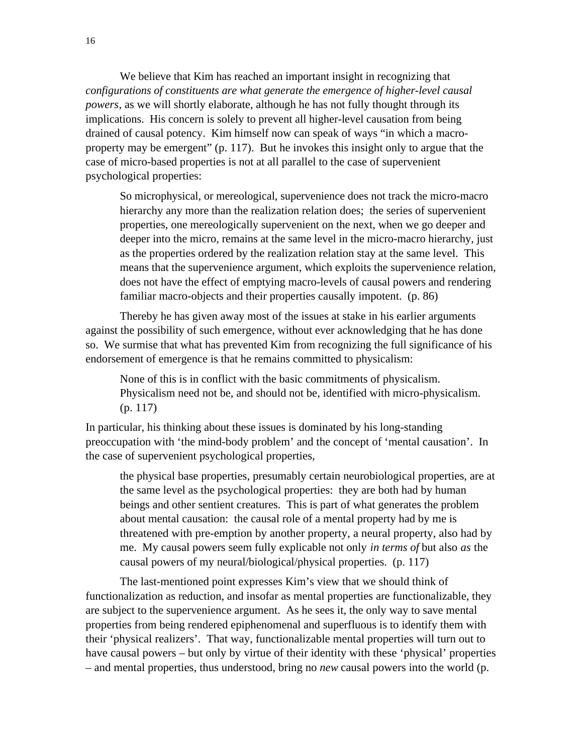We believe that Kim has reached an important insight in recognizing that *configurations of constituents are what generate the emergence of higher-level causal powers*, as we will shortly elaborate, although he has not fully thought through its implications. His concern is solely to prevent all higher-level causation from being drained of causal potency. Kim himself now can speak of ways "in which a macro-property may be emergent" (p. 117). But he invokes this insight only to argue that the case of micro-based properties is not at all parallel to the case of supervenient psychological properties:

> So microphysical, or mereological, supervenience does not track the micro-macro hierarchy any more than the realization relation does; the series of supervenient properties, one mereologically supervenient on the next, when we go deeper and deeper into the micro, remains at the same level in the micro-macro hierarchy, just as the properties ordered by the realization relation stay at the same level. This means that the supervenience argument, which exploits the supervenience relation, does not have the effect of emptying macro-levels of causal powers and rendering familiar macro-objects and their properties causally impotent. (p. 86)

Thereby he has given away most of the issues at stake in his earlier arguments against the possibility of such emergence, without ever acknowledging that he has done so. We surmise that what has prevented Kim from recognizing the full significance of his endorsement of emergence is that he remains committed to physicalism:

> None of this is in conflict with the basic commitments of physicalism. Physicalism need not be, and should not be, identified with micro-physicalism. (p. 117)

In particular, his thinking about these issues is dominated by his long-standing preoccupation with 'the mind-body problem' and the concept of 'mental causation'. In the case of supervenient psychological properties,

> the physical base properties, presumably certain neurobiological properties, are at the same level as the psychological properties: they are both had by human beings and other sentient creatures. This is part of what generates the problem about mental causation: the causal role of a mental property had by me is threatened with pre-emption by another property, a neural property, also had by me. My causal powers seem fully explicable not only *in terms of* but also *as* the causal powers of my neural/biological/physical properties. (p. 117)

The last-mentioned point expresses Kim's view that we should think of functionalization as reduction, and insofar as mental properties are functionalizable, they are subject to the supervenience argument. As he sees it, the only way to save mental properties from being rendered epiphenomenal and superfluous is to identify them with their 'physical realizers'. That way, functionalizable mental properties will turn out to have causal powers – but only by virtue of their identity with these 'physical' properties – and mental properties, thus understood, bring no *new* causal powers into the world (p.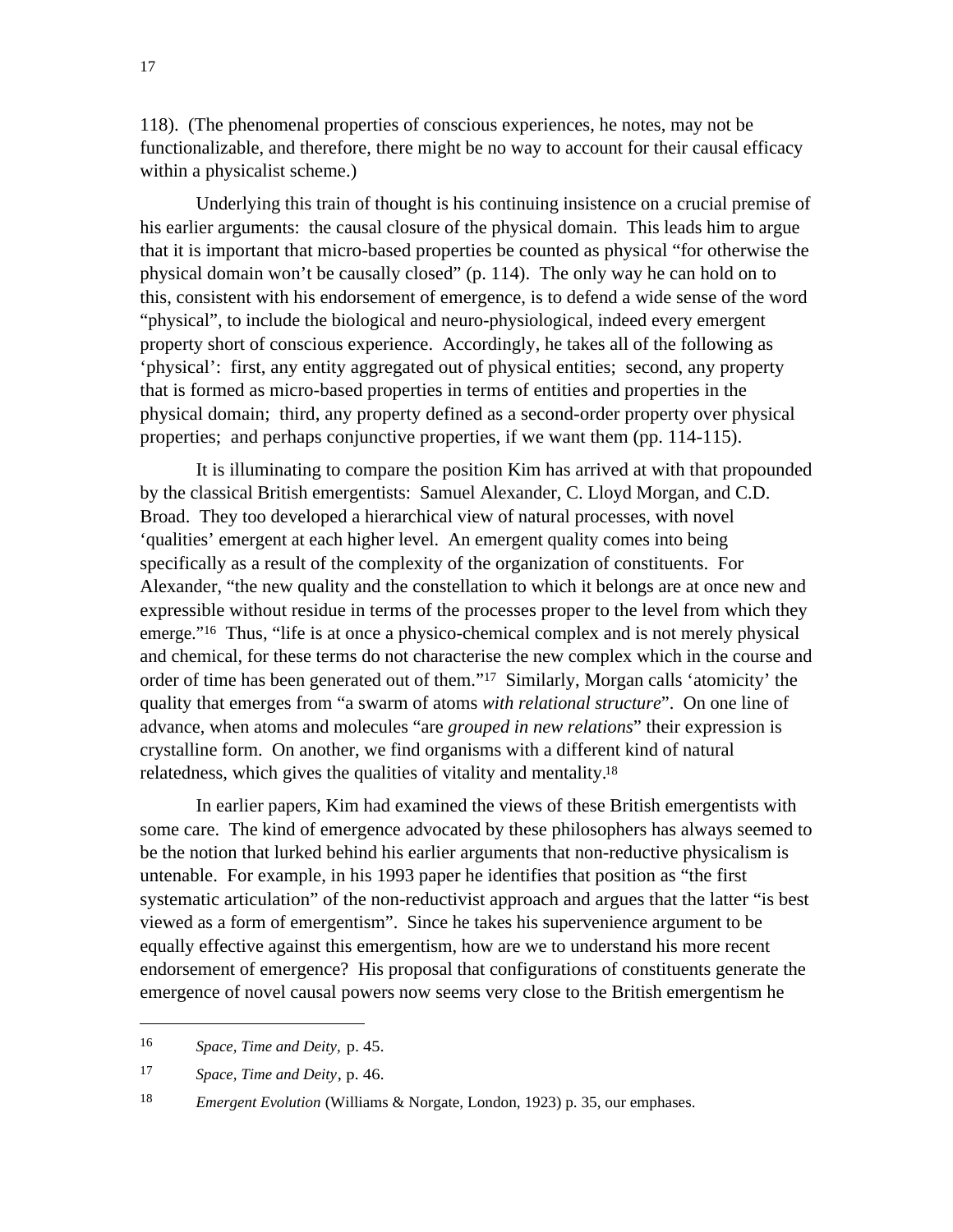118). (The phenomenal properties of conscious experiences, he notes, may not be functionalizable, and therefore, there might be no way to account for their causal efficacy within a physicalist scheme.)

Underlying this train of thought is his continuing insistence on a crucial premise of his earlier arguments: the causal closure of the physical domain. This leads him to argue that it is important that micro-based properties be counted as physical "for otherwise the physical domain won't be causally closed" (p. 114). The only way he can hold on to this, consistent with his endorsement of emergence, is to defend a wide sense of the word "physical", to include the biological and neuro-physiological, indeed every emergent property short of conscious experience. Accordingly, he takes all of the following as 'physical': first, any entity aggregated out of physical entities; second, any property that is formed as micro-based properties in terms of entities and properties in the physical domain; third, any property defined as a second-order property over physical properties; and perhaps conjunctive properties, if we want them (pp. 114-115).

It is illuminating to compare the position Kim has arrived at with that propounded by the classical British emergentists: Samuel Alexander, C. Lloyd Morgan, and C.D. Broad. They too developed a hierarchical view of natural processes, with novel 'qualities' emergent at each higher level. An emergent quality comes into being specifically as a result of the complexity of the organization of constituents. For Alexander, "the new quality and the constellation to which it belongs are at once new and expressible without residue in terms of the processes proper to the level from which they emerge."[16] Thus, "life is at once a physico-chemical complex and is not merely physical and chemical, for these terms do not characterise the new complex which in the course and order of time has been generated out of them."[17] Similarly, Morgan calls 'atomicity' the quality that emerges from "a swarm of atoms *with relational structure*". On one line of advance, when atoms and molecules "are *grouped in new relations*" their expression is crystalline form. On another, we find organisms with a different kind of natural relatedness, which gives the qualities of vitality and mentality.[18]

In earlier papers, Kim had examined the views of these British emergentists with some care. The kind of emergence advocated by these philosophers has always seemed to be the notion that lurked behind his earlier arguments that non-reductive physicalism is untenable. For example, in his 1993 paper he identifies that position as "the first systematic articulation" of the non-reductivist approach and argues that the latter "is best viewed as a form of emergentism". Since he takes his supervenience argument to be equally effective against this emergentism, how are we to understand his more recent endorsement of emergence? His proposal that configurations of constituents generate the emergence of novel causal powers now seems very close to the British emergentism he

---

[16] *Space, Time and Deity,* p. 45.

[17] *Space, Time and Deity*, p. 46.

[18] *Emergent Evolution* (Williams & Norgate, London, 1923) p. 35, our emphases.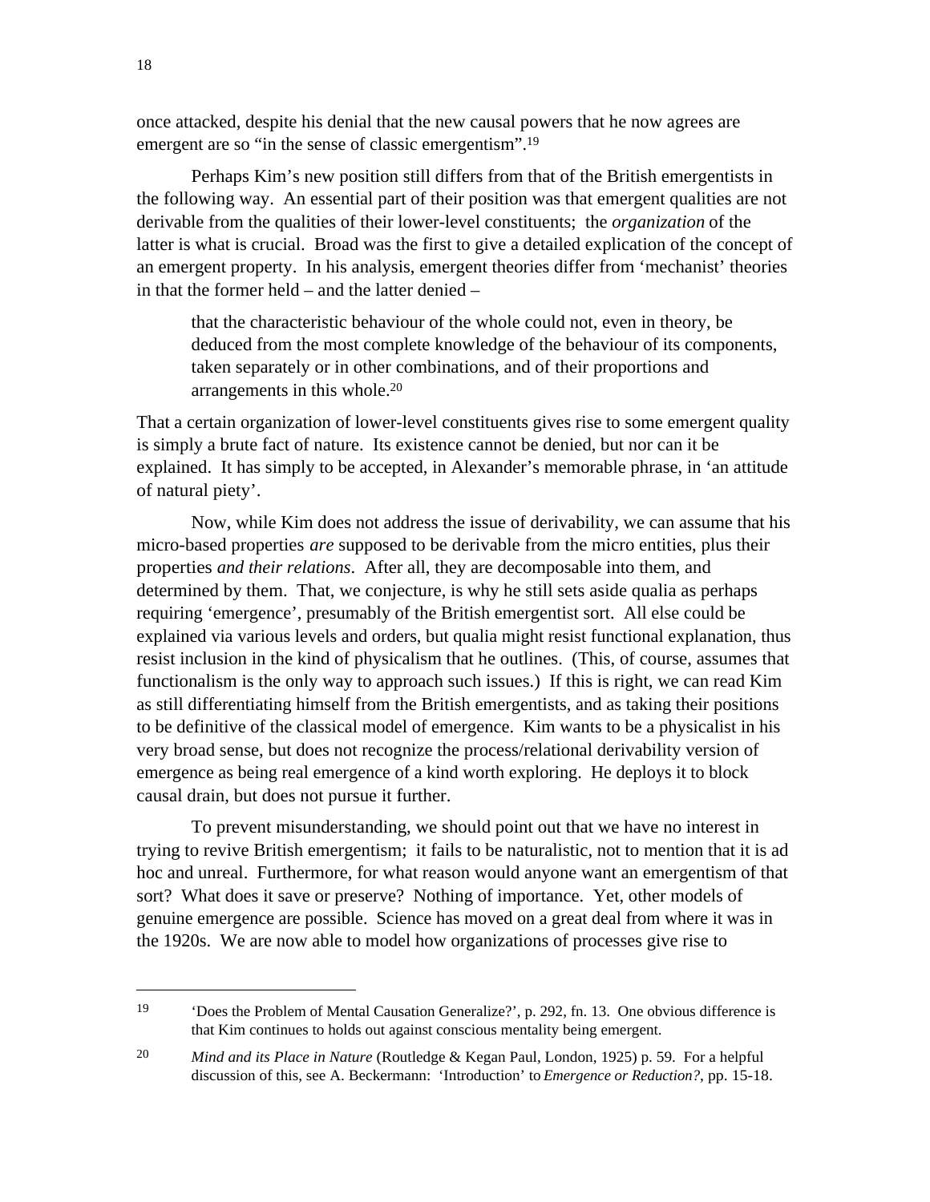once attacked, despite his denial that the new causal powers that he now agrees are emergent are so "in the sense of classic emergentism".[19]

Perhaps Kim's new position still differs from that of the British emergentists in the following way. An essential part of their position was that emergent qualities are not derivable from the qualities of their lower-level constituents; the *organization* of the latter is what is crucial. Broad was the first to give a detailed explication of the concept of an emergent property. In his analysis, emergent theories differ from 'mechanist' theories in that the former held – and the latter denied –

> that the characteristic behaviour of the whole could not, even in theory, be deduced from the most complete knowledge of the behaviour of its components, taken separately or in other combinations, and of their proportions and arrangements in this whole.[20]

That a certain organization of lower-level constituents gives rise to some emergent quality is simply a brute fact of nature. Its existence cannot be denied, but nor can it be explained. It has simply to be accepted, in Alexander's memorable phrase, in 'an attitude of natural piety'.

Now, while Kim does not address the issue of derivability, we can assume that his micro-based properties *are* supposed to be derivable from the micro entities, plus their properties *and their relations*. After all, they are decomposable into them, and determined by them. That, we conjecture, is why he still sets aside qualia as perhaps requiring 'emergence', presumably of the British emergentist sort. All else could be explained via various levels and orders, but qualia might resist functional explanation, thus resist inclusion in the kind of physicalism that he outlines. (This, of course, assumes that functionalism is the only way to approach such issues.) If this is right, we can read Kim as still differentiating himself from the British emergentists, and as taking their positions to be definitive of the classical model of emergence. Kim wants to be a physicalist in his very broad sense, but does not recognize the process/relational derivability version of emergence as being real emergence of a kind worth exploring. He deploys it to block causal drain, but does not pursue it further.

To prevent misunderstanding, we should point out that we have no interest in trying to revive British emergentism; it fails to be naturalistic, not to mention that it is ad hoc and unreal. Furthermore, for what reason would anyone want an emergentism of that sort? What does it save or preserve? Nothing of importance. Yet, other models of genuine emergence are possible. Science has moved on a great deal from where it was in the 1920s. We are now able to model how organizations of processes give rise to

---

[19] 'Does the Problem of Mental Causation Generalize?', p. 292, fn. 13. One obvious difference is that Kim continues to holds out against conscious mentality being emergent.

[20] *Mind and its Place in Nature* (Routledge & Kegan Paul, London, 1925) p. 59. For a helpful discussion of this, see A. Beckermann: 'Introduction' to *Emergence or Reduction?*, pp. 15-18.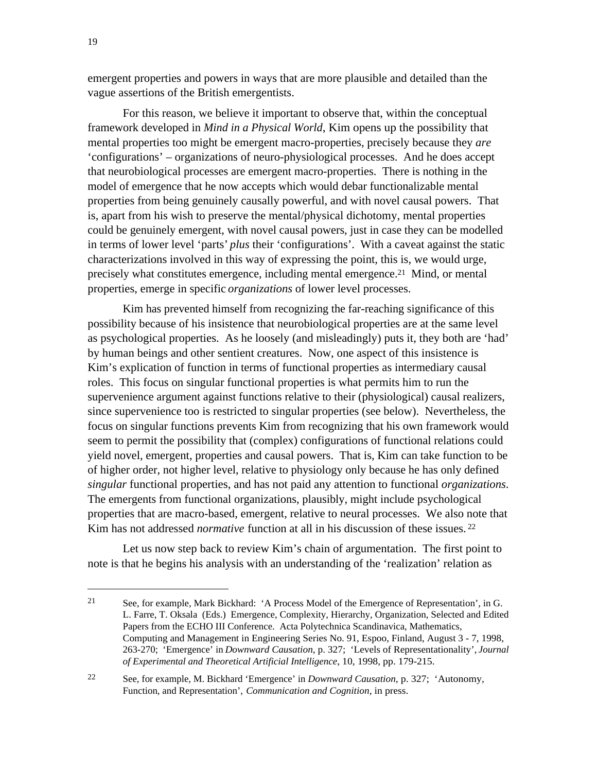emergent properties and powers in ways that are more plausible and detailed than the vague assertions of the British emergentists.

For this reason, we believe it important to observe that, within the conceptual framework developed in *Mind in a Physical World*, Kim opens up the possibility that mental properties too might be emergent macro-properties, precisely because they *are* 'configurations' – organizations of neuro-physiological processes. And he does accept that neurobiological processes are emergent macro-properties. There is nothing in the model of emergence that he now accepts which would debar functionalizable mental properties from being genuinely causally powerful, and with novel causal powers. That is, apart from his wish to preserve the mental/physical dichotomy, mental properties could be genuinely emergent, with novel causal powers, just in case they can be modelled in terms of lower level 'parts' *plus* their 'configurations'. With a caveat against the static characterizations involved in this way of expressing the point, this is, we would urge, precisely what constitutes emergence, including mental emergence.[21] Mind, or mental properties, emerge in specific *organizations* of lower level processes.

Kim has prevented himself from recognizing the far-reaching significance of this possibility because of his insistence that neurobiological properties are at the same level as psychological properties. As he loosely (and misleadingly) puts it, they both are 'had' by human beings and other sentient creatures. Now, one aspect of this insistence is Kim's explication of function in terms of functional properties as intermediary causal roles. This focus on singular functional properties is what permits him to run the supervenience argument against functions relative to their (physiological) causal realizers, since supervenience too is restricted to singular properties (see below). Nevertheless, the focus on singular functions prevents Kim from recognizing that his own framework would seem to permit the possibility that (complex) configurations of functional relations could yield novel, emergent, properties and causal powers. That is, Kim can take function to be of higher order, not higher level, relative to physiology only because he has only defined *singular* functional properties, and has not paid any attention to functional *organizations*. The emergents from functional organizations, plausibly, might include psychological properties that are macro-based, emergent, relative to neural processes. We also note that Kim has not addressed *normative* function at all in his discussion of these issues.[22]

Let us now step back to review Kim's chain of argumentation. The first point to note is that he begins his analysis with an understanding of the 'realization' relation as

---

[21] See, for example, Mark Bickhard: 'A Process Model of the Emergence of Representation', in G. L. Farre, T. Oksala (Eds.) Emergence, Complexity, Hierarchy, Organization, Selected and Edited Papers from the ECHO III Conference. Acta Polytechnica Scandinavica, Mathematics, Computing and Management in Engineering Series No. 91, Espoo, Finland, August 3 - 7, 1998, 263-270; 'Emergence' in *Downward Causation*, p. 327; 'Levels of Representationality', *Journal of Experimental and Theoretical Artificial Intelligence*, 10, 1998, pp. 179-215.

[22] See, for example, M. Bickhard 'Emergence' in *Downward Causation*, p. 327; 'Autonomy, Function, and Representation', *Communication and Cognition*, in press.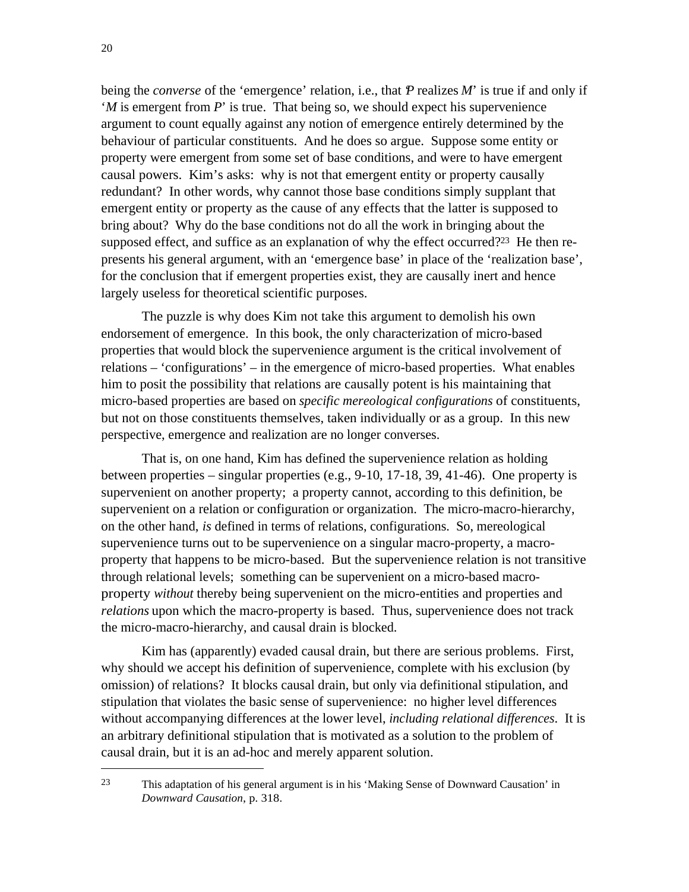being the *converse* of the 'emergence' relation, i.e., that *P* realizes *M*' is true if and only if '*M* is emergent from *P*' is true. That being so, we should expect his supervenience argument to count equally against any notion of emergence entirely determined by the behaviour of particular constituents. And he does so argue. Suppose some entity or property were emergent from some set of base conditions, and were to have emergent causal powers. Kim's asks: why is not that emergent entity or property causally redundant? In other words, why cannot those base conditions simply supplant that emergent entity or property as the cause of any effects that the latter is supposed to bring about? Why do the base conditions not do all the work in bringing about the supposed effect, and suffice as an explanation of why the effect occurred?[23] He then re-presents his general argument, with an 'emergence base' in place of the 'realization base', for the conclusion that if emergent properties exist, they are causally inert and hence largely useless for theoretical scientific purposes.

The puzzle is why does Kim not take this argument to demolish his own endorsement of emergence. In this book, the only characterization of micro-based properties that would block the supervenience argument is the critical involvement of relations – 'configurations' – in the emergence of micro-based properties. What enables him to posit the possibility that relations are causally potent is his maintaining that micro-based properties are based on *specific mereological configurations* of constituents, but not on those constituents themselves, taken individually or as a group. In this new perspective, emergence and realization are no longer converses.

That is, on one hand, Kim has defined the supervenience relation as holding between properties – singular properties (e.g., 9-10, 17-18, 39, 41-46). One property is supervenient on another property; a property cannot, according to this definition, be supervenient on a relation or configuration or organization. The micro-macro-hierarchy, on the other hand, *is* defined in terms of relations, configurations. So, mereological supervenience turns out to be supervenience on a singular macro-property, a macro-property that happens to be micro-based. But the supervenience relation is not transitive through relational levels; something can be supervenient on a micro-based macro-property *without* thereby being supervenient on the micro-entities and properties and *relations* upon which the macro-property is based. Thus, supervenience does not track the micro-macro-hierarchy, and causal drain is blocked.

Kim has (apparently) evaded causal drain, but there are serious problems. First, why should we accept his definition of supervenience, complete with his exclusion (by omission) of relations? It blocks causal drain, but only via definitional stipulation, and stipulation that violates the basic sense of supervenience: no higher level differences without accompanying differences at the lower level, *including relational differences*. It is an arbitrary definitional stipulation that is motivated as a solution to the problem of causal drain, but it is an ad-hoc and merely apparent solution.

---

[23] This adaptation of his general argument is in his 'Making Sense of Downward Causation' in *Downward Causation*, p. 318.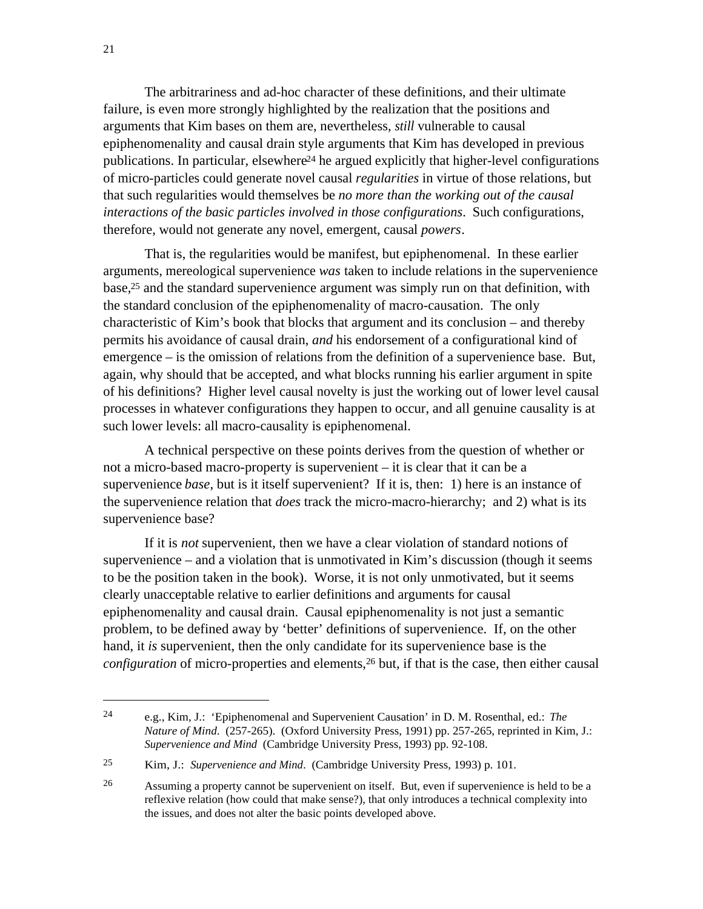The arbitrariness and ad-hoc character of these definitions, and their ultimate failure, is even more strongly highlighted by the realization that the positions and arguments that Kim bases on them are, nevertheless, *still* vulnerable to causal epiphenomenality and causal drain style arguments that Kim has developed in previous publications. In particular, elsewhere[24] he argued explicitly that higher-level configurations of micro-particles could generate novel causal *regularities* in virtue of those relations, but that such regularities would themselves be *no more than the working out of the causal interactions of the basic particles involved in those configurations*. Such configurations, therefore, would not generate any novel, emergent, causal *powers*.

That is, the regularities would be manifest, but epiphenomenal. In these earlier arguments, mereological supervenience *was* taken to include relations in the supervenience base,[25] and the standard supervenience argument was simply run on that definition, with the standard conclusion of the epiphenomenality of macro-causation. The only characteristic of Kim's book that blocks that argument and its conclusion – and thereby permits his avoidance of causal drain, *and* his endorsement of a configurational kind of emergence – is the omission of relations from the definition of a supervenience base. But, again, why should that be accepted, and what blocks running his earlier argument in spite of his definitions? Higher level causal novelty is just the working out of lower level causal processes in whatever configurations they happen to occur, and all genuine causality is at such lower levels: all macro-causality is epiphenomenal.

A technical perspective on these points derives from the question of whether or not a micro-based macro-property is supervenient – it is clear that it can be a supervenience *base*, but is it itself supervenient? If it is, then: 1) here is an instance of the supervenience relation that *does* track the micro-macro-hierarchy; and 2) what is its supervenience base?

If it is *not* supervenient, then we have a clear violation of standard notions of supervenience – and a violation that is unmotivated in Kim's discussion (though it seems to be the position taken in the book). Worse, it is not only unmotivated, but it seems clearly unacceptable relative to earlier definitions and arguments for causal epiphenomenality and causal drain. Causal epiphenomenality is not just a semantic problem, to be defined away by 'better' definitions of supervenience. If, on the other hand, it *is* supervenient, then the only candidate for its supervenience base is the *configuration* of micro-properties and elements,[26] but, if that is the case, then either causal

---

[24] e.g., Kim, J.: 'Epiphenomenal and Supervenient Causation' in D. M. Rosenthal, ed.: *The Nature of Mind*. (257-265). (Oxford University Press, 1991) pp. 257-265, reprinted in Kim, J.: *Supervenience and Mind* (Cambridge University Press, 1993) pp. 92-108.

[25] Kim, J.: *Supervenience and Mind*. (Cambridge University Press, 1993) p. 101.

[26] Assuming a property cannot be supervenient on itself. But, even if supervenience is held to be a reflexive relation (how could that make sense?), that only introduces a technical complexity into the issues, and does not alter the basic points developed above.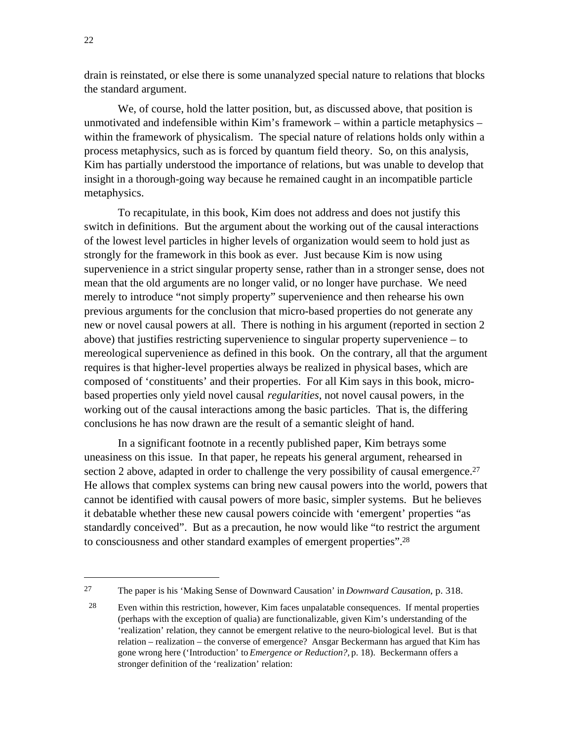drain is reinstated, or else there is some unanalyzed special nature to relations that blocks the standard argument.

We, of course, hold the latter position, but, as discussed above, that position is unmotivated and indefensible within Kim's framework – within a particle metaphysics – within the framework of physicalism. The special nature of relations holds only within a process metaphysics, such as is forced by quantum field theory. So, on this analysis, Kim has partially understood the importance of relations, but was unable to develop that insight in a thorough-going way because he remained caught in an incompatible particle metaphysics.

To recapitulate, in this book, Kim does not address and does not justify this switch in definitions. But the argument about the working out of the causal interactions of the lowest level particles in higher levels of organization would seem to hold just as strongly for the framework in this book as ever. Just because Kim is now using supervenience in a strict singular property sense, rather than in a stronger sense, does not mean that the old arguments are no longer valid, or no longer have purchase. We need merely to introduce "not simply property" supervenience and then rehearse his own previous arguments for the conclusion that micro-based properties do not generate any new or novel causal powers at all. There is nothing in his argument (reported in section 2 above) that justifies restricting supervenience to singular property supervenience – to mereological supervenience as defined in this book. On the contrary, all that the argument requires is that higher-level properties always be realized in physical bases, which are composed of 'constituents' and their properties. For all Kim says in this book, micro-based properties only yield novel causal *regularities*, not novel causal powers, in the working out of the causal interactions among the basic particles. That is, the differing conclusions he has now drawn are the result of a semantic sleight of hand.

In a significant footnote in a recently published paper, Kim betrays some uneasiness on this issue. In that paper, he repeats his general argument, rehearsed in section 2 above, adapted in order to challenge the very possibility of causal emergence.[27] He allows that complex systems can bring new causal powers into the world, powers that cannot be identified with causal powers of more basic, simpler systems. But he believes it debatable whether these new causal powers coincide with 'emergent' properties "as standardly conceived". But as a precaution, he now would like "to restrict the argument to consciousness and other standard examples of emergent properties".[28]

---

[27] The paper is his 'Making Sense of Downward Causation' in *Downward Causation*, p. 318.

[28] Even within this restriction, however, Kim faces unpalatable consequences. If mental properties (perhaps with the exception of qualia) are functionalizable, given Kim's understanding of the 'realization' relation, they cannot be emergent relative to the neuro-biological level. But is that relation – realization – the converse of emergence? Ansgar Beckermann has argued that Kim has gone wrong here ('Introduction' to *Emergence or Reduction?*, p. 18). Beckermann offers a stronger definition of the 'realization' relation: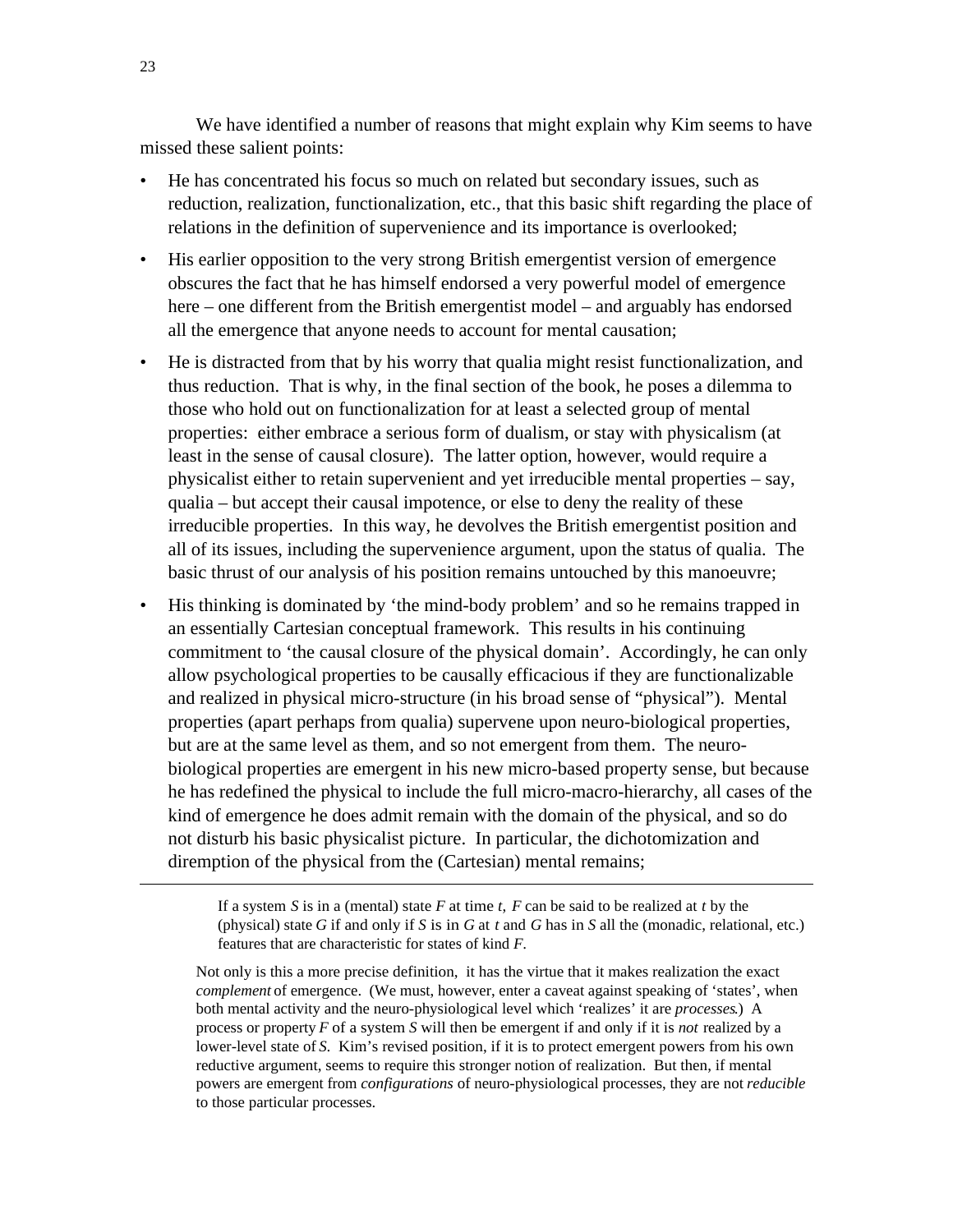We have identified a number of reasons that might explain why Kim seems to have missed these salient points:

- He has concentrated his focus so much on related but secondary issues, such as reduction, realization, functionalization, etc., that this basic shift regarding the place of relations in the definition of supervenience and its importance is overlooked;
- His earlier opposition to the very strong British emergentist version of emergence obscures the fact that he has himself endorsed a very powerful model of emergence here – one different from the British emergentist model – and arguably has endorsed all the emergence that anyone needs to account for mental causation;
- He is distracted from that by his worry that qualia might resist functionalization, and thus reduction. That is why, in the final section of the book, he poses a dilemma to those who hold out on functionalization for at least a selected group of mental properties: either embrace a serious form of dualism, or stay with physicalism (at least in the sense of causal closure). The latter option, however, would require a physicalist either to retain supervenient and yet irreducible mental properties – say, qualia – but accept their causal impotence, or else to deny the reality of these irreducible properties. In this way, he devolves the British emergentist position and all of its issues, including the supervenience argument, upon the status of qualia. The basic thrust of our analysis of his position remains untouched by this manoeuvre;
- His thinking is dominated by 'the mind-body problem' and so he remains trapped in an essentially Cartesian conceptual framework. This results in his continuing commitment to 'the causal closure of the physical domain'. Accordingly, he can only allow psychological properties to be causally efficacious if they are functionalizable and realized in physical micro-structure (in his broad sense of "physical"). Mental properties (apart perhaps from qualia) supervene upon neuro-biological properties, but are at the same level as them, and so not emergent from them. The neuro-biological properties are emergent in his new micro-based property sense, but because he has redefined the physical to include the full micro-macro-hierarchy, all cases of the kind of emergence he does admit remain with the domain of the physical, and so do not disturb his basic physicalist picture. In particular, the dichotomization and diremption of the physical from the (Cartesian) mental remains;

---

> If a system *S* is in a (mental) state *F* at time *t*, *F* can be said to be realized at *t* by the (physical) state *G* if and only if *S* is in *G* at *t* and *G* has in *S* all the (monadic, relational, etc.) features that are characteristic for states of kind *F*.

Not only is this a more precise definition, it has the virtue that it makes realization the exact *complement* of emergence. (We must, however, enter a caveat against speaking of 'states', when both mental activity and the neuro-physiological level which 'realizes' it are *processes*.) A process or property *F* of a system *S* will then be emergent if and only if it is *not* realized by a lower-level state of *S*. Kim's revised position, if it is to protect emergent powers from his own reductive argument, seems to require this stronger notion of realization. But then, if mental powers are emergent from *configurations* of neuro-physiological processes, they are not *reducible* to those particular processes.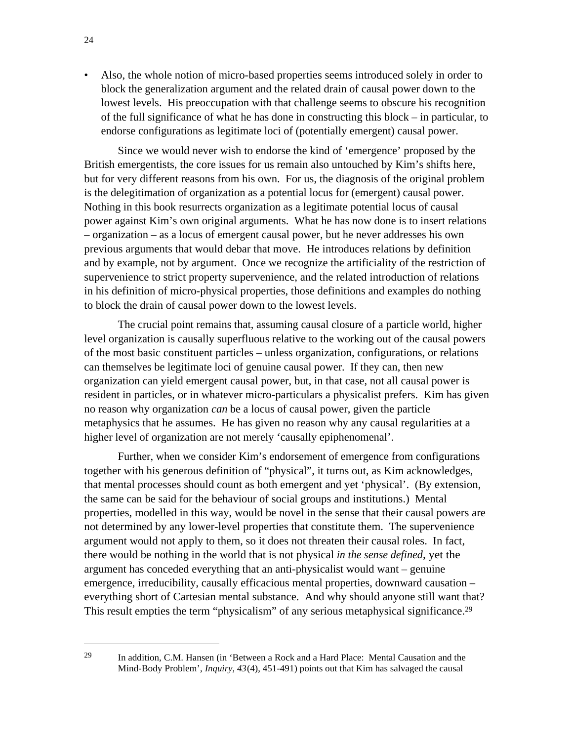- Also, the whole notion of micro-based properties seems introduced solely in order to block the generalization argument and the related drain of causal power down to the lowest levels. His preoccupation with that challenge seems to obscure his recognition of the full significance of what he has done in constructing this block – in particular, to endorse configurations as legitimate loci of (potentially emergent) causal power.

Since we would never wish to endorse the kind of 'emergence' proposed by the British emergentists, the core issues for us remain also untouched by Kim's shifts here, but for very different reasons from his own. For us, the diagnosis of the original problem is the delegitimation of organization as a potential locus for (emergent) causal power. Nothing in this book resurrects organization as a legitimate potential locus of causal power against Kim's own original arguments. What he has now done is to insert relations – organization – as a locus of emergent causal power, but he never addresses his own previous arguments that would debar that move. He introduces relations by definition and by example, not by argument. Once we recognize the artificiality of the restriction of supervenience to strict property supervenience, and the related introduction of relations in his definition of micro-physical properties, those definitions and examples do nothing to block the drain of causal power down to the lowest levels.

The crucial point remains that, assuming causal closure of a particle world, higher level organization is causally superfluous relative to the working out of the causal powers of the most basic constituent particles – unless organization, configurations, or relations can themselves be legitimate loci of genuine causal power. If they can, then new organization can yield emergent causal power, but, in that case, not all causal power is resident in particles, or in whatever micro-particulars a physicalist prefers. Kim has given no reason why organization *can* be a locus of causal power, given the particle metaphysics that he assumes. He has given no reason why any causal regularities at a higher level of organization are not merely 'causally epiphenomenal'.

Further, when we consider Kim's endorsement of emergence from configurations together with his generous definition of "physical", it turns out, as Kim acknowledges, that mental processes should count as both emergent and yet 'physical'. (By extension, the same can be said for the behaviour of social groups and institutions.) Mental properties, modelled in this way, would be novel in the sense that their causal powers are not determined by any lower-level properties that constitute them. The supervenience argument would not apply to them, so it does not threaten their causal roles. In fact, there would be nothing in the world that is not physical *in the sense defined*, yet the argument has conceded everything that an anti-physicalist would want – genuine emergence, irreducibility, causally efficacious mental properties, downward causation – everything short of Cartesian mental substance. And why should anyone still want that? This result empties the term "physicalism" of any serious metaphysical significance.[29]

---

[29] In addition, C.M. Hansen (in 'Between a Rock and a Hard Place: Mental Causation and the Mind-Body Problem', *Inquiry, 43*(4), 451-491) points out that Kim has salvaged the causal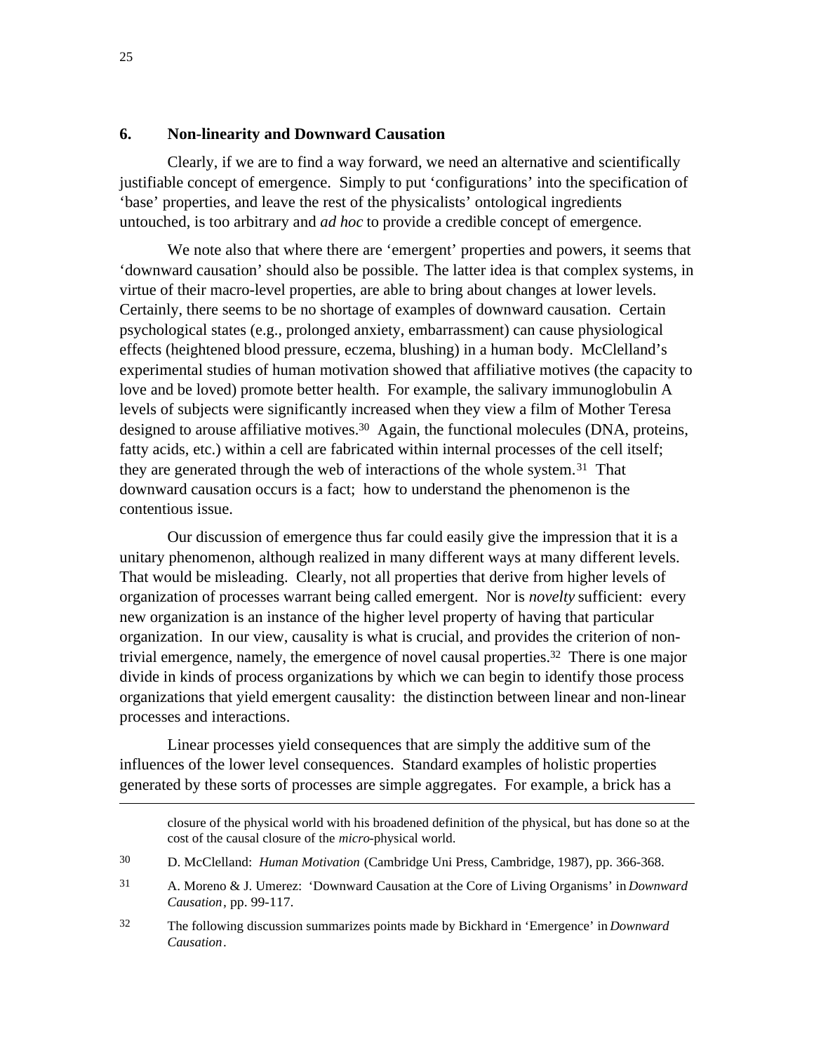## 6. Non-linearity and Downward Causation

Clearly, if we are to find a way forward, we need an alternative and scientifically justifiable concept of emergence. Simply to put 'configurations' into the specification of 'base' properties, and leave the rest of the physicalists' ontological ingredients untouched, is too arbitrary and *ad hoc* to provide a credible concept of emergence.

We note also that where there are 'emergent' properties and powers, it seems that 'downward causation' should also be possible. The latter idea is that complex systems, in virtue of their macro-level properties, are able to bring about changes at lower levels. Certainly, there seems to be no shortage of examples of downward causation. Certain psychological states (e.g., prolonged anxiety, embarrassment) can cause physiological effects (heightened blood pressure, eczema, blushing) in a human body. McClelland's experimental studies of human motivation showed that affiliative motives (the capacity to love and be loved) promote better health. For example, the salivary immunoglobulin A levels of subjects were significantly increased when they view a film of Mother Teresa designed to arouse affiliative motives.[30] Again, the functional molecules (DNA, proteins, fatty acids, etc.) within a cell are fabricated within internal processes of the cell itself; they are generated through the web of interactions of the whole system.[31] That downward causation occurs is a fact; how to understand the phenomenon is the contentious issue.

Our discussion of emergence thus far could easily give the impression that it is a unitary phenomenon, although realized in many different ways at many different levels. That would be misleading. Clearly, not all properties that derive from higher levels of organization of processes warrant being called emergent. Nor is *novelty* sufficient: every new organization is an instance of the higher level property of having that particular organization. In our view, causality is what is crucial, and provides the criterion of non-trivial emergence, namely, the emergence of novel causal properties.[32] There is one major divide in kinds of process organizations by which we can begin to identify those process organizations that yield emergent causality: the distinction between linear and non-linear processes and interactions.

Linear processes yield consequences that are simply the additive sum of the influences of the lower level consequences. Standard examples of holistic properties generated by these sorts of processes are simple aggregates. For example, a brick has a

---

closure of the physical world with his broadened definition of the physical, but has done so at the cost of the causal closure of the *micro*-physical world.

[30] D. McClelland: *Human Motivation* (Cambridge Uni Press, Cambridge, 1987), pp. 366-368.

[31] A. Moreno & J. Umerez: 'Downward Causation at the Core of Living Organisms' in *Downward Causation*, pp. 99-117.

[32] The following discussion summarizes points made by Bickhard in 'Emergence' in *Downward Causation*.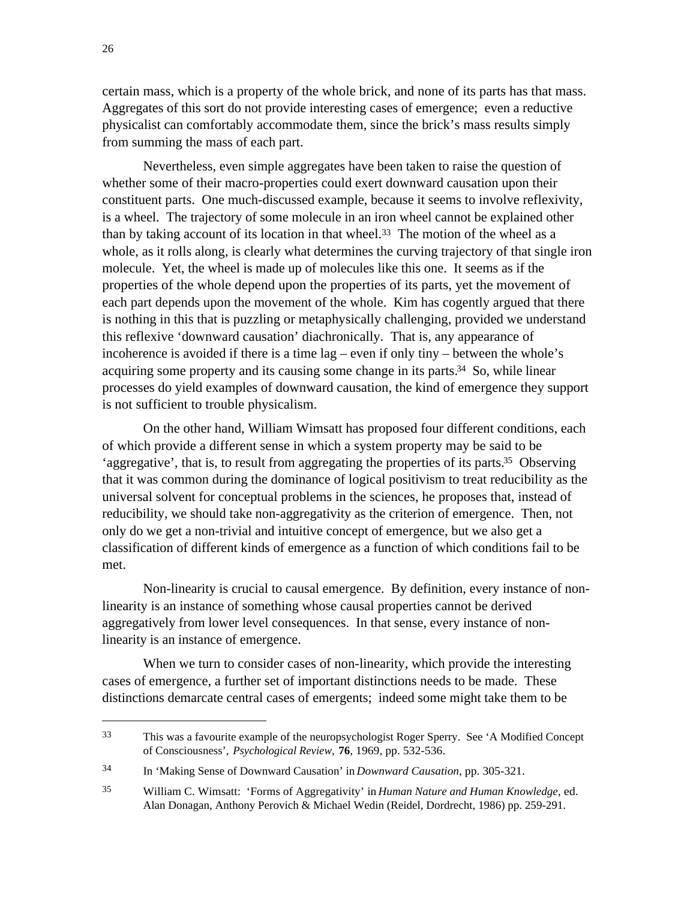certain mass, which is a property of the whole brick, and none of its parts has that mass. Aggregates of this sort do not provide interesting cases of emergence; even a reductive physicalist can comfortably accommodate them, since the brick's mass results simply from summing the mass of each part.

Nevertheless, even simple aggregates have been taken to raise the question of whether some of their macro-properties could exert downward causation upon their constituent parts. One much-discussed example, because it seems to involve reflexivity, is a wheel. The trajectory of some molecule in an iron wheel cannot be explained other than by taking account of its location in that wheel.[33] The motion of the wheel as a whole, as it rolls along, is clearly what determines the curving trajectory of that single iron molecule. Yet, the wheel is made up of molecules like this one. It seems as if the properties of the whole depend upon the properties of its parts, yet the movement of each part depends upon the movement of the whole. Kim has cogently argued that there is nothing in this that is puzzling or metaphysically challenging, provided we understand this reflexive 'downward causation' diachronically. That is, any appearance of incoherence is avoided if there is a time lag – even if only tiny – between the whole's acquiring some property and its causing some change in its parts.[34] So, while linear processes do yield examples of downward causation, the kind of emergence they support is not sufficient to trouble physicalism.

On the other hand, William Wimsatt has proposed four different conditions, each of which provide a different sense in which a system property may be said to be 'aggregative', that is, to result from aggregating the properties of its parts.[35] Observing that it was common during the dominance of logical positivism to treat reducibility as the universal solvent for conceptual problems in the sciences, he proposes that, instead of reducibility, we should take non-aggregativity as the criterion of emergence. Then, not only do we get a non-trivial and intuitive concept of emergence, but we also get a classification of different kinds of emergence as a function of which conditions fail to be met.

Non-linearity is crucial to causal emergence. By definition, every instance of non-linearity is an instance of something whose causal properties cannot be derived aggregatively from lower level consequences. In that sense, every instance of non-linearity is an instance of emergence.

When we turn to consider cases of non-linearity, which provide the interesting cases of emergence, a further set of important distinctions needs to be made. These distinctions demarcate central cases of emergents; indeed some might take them to be

---

[33] This was a favourite example of the neuropsychologist Roger Sperry. See 'A Modified Concept of Consciousness', *Psychological Review*, **76**, 1969, pp. 532-536.

[34] In 'Making Sense of Downward Causation' in *Downward Causation*, pp. 305-321.

[35] William C. Wimsatt: 'Forms of Aggregativity' in *Human Nature and Human Knowledge*, ed. Alan Donagan, Anthony Perovich & Michael Wedin (Reidel, Dordrecht, 1986) pp. 259-291.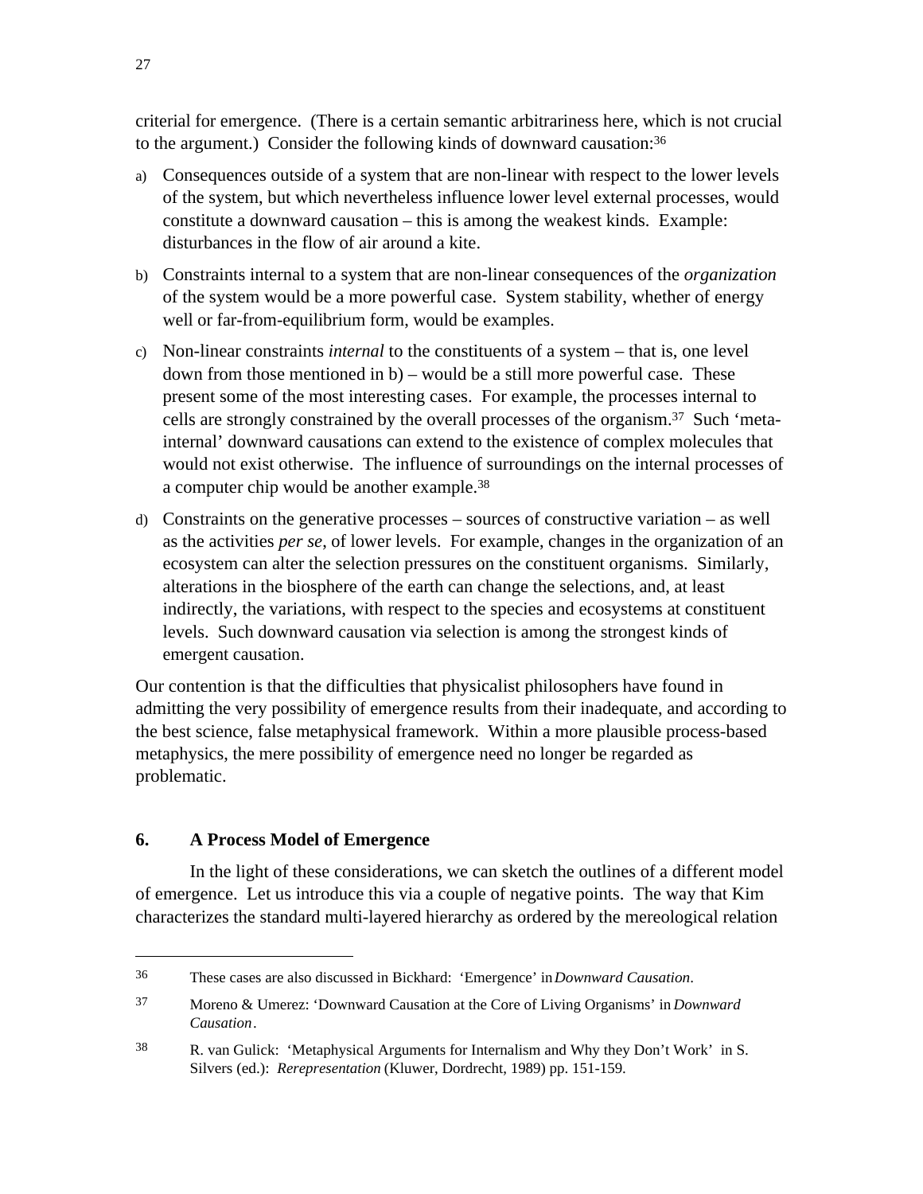criterial for emergence. (There is a certain semantic arbitrariness here, which is not crucial to the argument.) Consider the following kinds of downward causation:[36]

a) Consequences outside of a system that are non-linear with respect to the lower levels of the system, but which nevertheless influence lower level external processes, would constitute a downward causation – this is among the weakest kinds. Example: disturbances in the flow of air around a kite.

b) Constraints internal to a system that are non-linear consequences of the *organization* of the system would be a more powerful case. System stability, whether of energy well or far-from-equilibrium form, would be examples.

c) Non-linear constraints *internal* to the constituents of a system – that is, one level down from those mentioned in b) – would be a still more powerful case. These present some of the most interesting cases. For example, the processes internal to cells are strongly constrained by the overall processes of the organism.[37] Such 'meta-internal' downward causations can extend to the existence of complex molecules that would not exist otherwise. The influence of surroundings on the internal processes of a computer chip would be another example.[38]

d) Constraints on the generative processes – sources of constructive variation – as well as the activities *per se*, of lower levels. For example, changes in the organization of an ecosystem can alter the selection pressures on the constituent organisms. Similarly, alterations in the biosphere of the earth can change the selections, and, at least indirectly, the variations, with respect to the species and ecosystems at constituent levels. Such downward causation via selection is among the strongest kinds of emergent causation.

Our contention is that the difficulties that physicalist philosophers have found in admitting the very possibility of emergence results from their inadequate, and according to the best science, false metaphysical framework. Within a more plausible process-based metaphysics, the mere possibility of emergence need no longer be regarded as problematic.

## 6. A Process Model of Emergence

In the light of these considerations, we can sketch the outlines of a different model of emergence. Let us introduce this via a couple of negative points. The way that Kim characterizes the standard multi-layered hierarchy as ordered by the mereological relation

---

[36] These cases are also discussed in Bickhard: 'Emergence' in *Downward Causation*.

[37] Moreno & Umerez: 'Downward Causation at the Core of Living Organisms' in *Downward Causation*.

[38] R. van Gulick: 'Metaphysical Arguments for Internalism and Why they Don't Work' in S. Silvers (ed.): *Rerepresentation* (Kluwer, Dordrecht, 1989) pp. 151-159.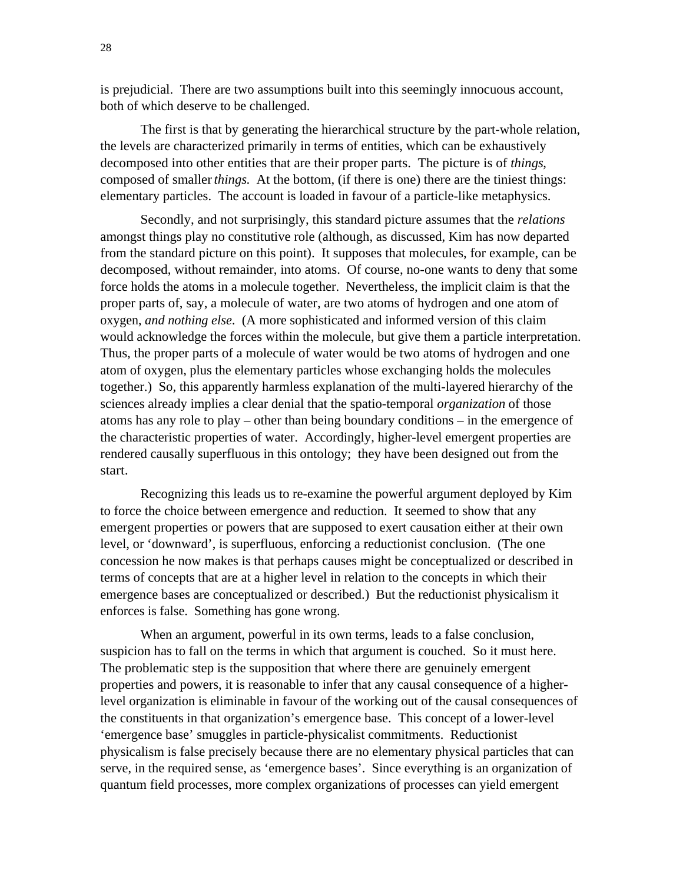is prejudicial. There are two assumptions built into this seemingly innocuous account, both of which deserve to be challenged.

The first is that by generating the hierarchical structure by the part-whole relation, the levels are characterized primarily in terms of entities, which can be exhaustively decomposed into other entities that are their proper parts. The picture is of *things*, composed of smaller *things.* At the bottom, (if there is one) there are the tiniest things: elementary particles. The account is loaded in favour of a particle-like metaphysics.

Secondly, and not surprisingly, this standard picture assumes that the *relations* amongst things play no constitutive role (although, as discussed, Kim has now departed from the standard picture on this point). It supposes that molecules, for example, can be decomposed, without remainder, into atoms. Of course, no-one wants to deny that some force holds the atoms in a molecule together. Nevertheless, the implicit claim is that the proper parts of, say, a molecule of water, are two atoms of hydrogen and one atom of oxygen, *and nothing else*. (A more sophisticated and informed version of this claim would acknowledge the forces within the molecule, but give them a particle interpretation. Thus, the proper parts of a molecule of water would be two atoms of hydrogen and one atom of oxygen, plus the elementary particles whose exchanging holds the molecules together.) So, this apparently harmless explanation of the multi-layered hierarchy of the sciences already implies a clear denial that the spatio-temporal *organization* of those atoms has any role to play – other than being boundary conditions – in the emergence of the characteristic properties of water. Accordingly, higher-level emergent properties are rendered causally superfluous in this ontology; they have been designed out from the start.

Recognizing this leads us to re-examine the powerful argument deployed by Kim to force the choice between emergence and reduction. It seemed to show that any emergent properties or powers that are supposed to exert causation either at their own level, or 'downward', is superfluous, enforcing a reductionist conclusion. (The one concession he now makes is that perhaps causes might be conceptualized or described in terms of concepts that are at a higher level in relation to the concepts in which their emergence bases are conceptualized or described.) But the reductionist physicalism it enforces is false. Something has gone wrong.

When an argument, powerful in its own terms, leads to a false conclusion, suspicion has to fall on the terms in which that argument is couched. So it must here. The problematic step is the supposition that where there are genuinely emergent properties and powers, it is reasonable to infer that any causal consequence of a higher-level organization is eliminable in favour of the working out of the causal consequences of the constituents in that organization's emergence base. This concept of a lower-level 'emergence base' smuggles in particle-physicalist commitments. Reductionist physicalism is false precisely because there are no elementary physical particles that can serve, in the required sense, as 'emergence bases'. Since everything is an organization of quantum field processes, more complex organizations of processes can yield emergent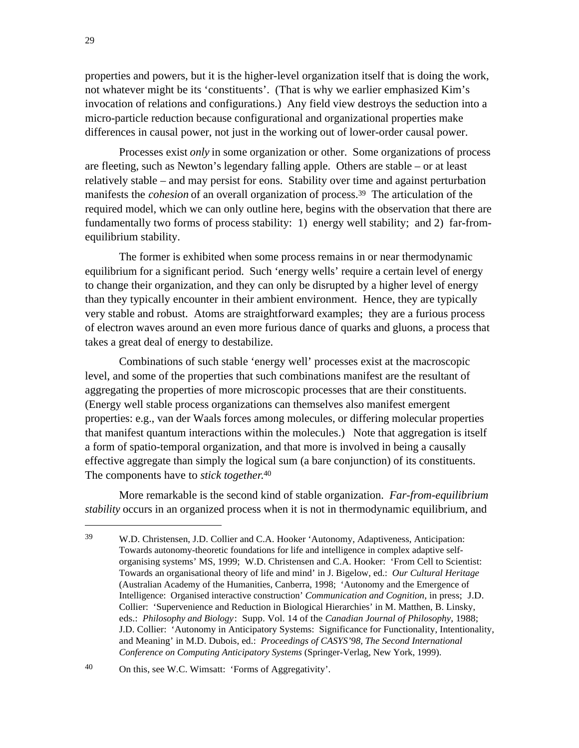properties and powers, but it is the higher-level organization itself that is doing the work, not whatever might be its 'constituents'. (That is why we earlier emphasized Kim's invocation of relations and configurations.) Any field view destroys the seduction into a micro-particle reduction because configurational and organizational properties make differences in causal power, not just in the working out of lower-order causal power.

Processes exist *only* in some organization or other. Some organizations of process are fleeting, such as Newton's legendary falling apple. Others are stable – or at least relatively stable – and may persist for eons. Stability over time and against perturbation manifests the *cohesion* of an overall organization of process.[39] The articulation of the required model, which we can only outline here, begins with the observation that there are fundamentally two forms of process stability: 1) energy well stability; and 2) far-from-equilibrium stability.

The former is exhibited when some process remains in or near thermodynamic equilibrium for a significant period. Such 'energy wells' require a certain level of energy to change their organization, and they can only be disrupted by a higher level of energy than they typically encounter in their ambient environment. Hence, they are typically very stable and robust. Atoms are straightforward examples; they are a furious process of electron waves around an even more furious dance of quarks and gluons, a process that takes a great deal of energy to destabilize.

Combinations of such stable 'energy well' processes exist at the macroscopic level, and some of the properties that such combinations manifest are the resultant of aggregating the properties of more microscopic processes that are their constituents. (Energy well stable process organizations can themselves also manifest emergent properties: e.g., van der Waals forces among molecules, or differing molecular properties that manifest quantum interactions within the molecules.) Note that aggregation is itself a form of spatio-temporal organization, and that more is involved in being a causally effective aggregate than simply the logical sum (a bare conjunction) of its constituents. The components have to *stick together.*[40]

More remarkable is the second kind of stable organization. *Far-from-equilibrium stability* occurs in an organized process when it is not in thermodynamic equilibrium, and

---

[39] W.D. Christensen, J.D. Collier and C.A. Hooker 'Autonomy, Adaptiveness, Anticipation: Towards autonomy-theoretic foundations for life and intelligence in complex adaptive self-organising systems' MS, 1999; W.D. Christensen and C.A. Hooker: 'From Cell to Scientist: Towards an organisational theory of life and mind' in J. Bigelow, ed.: *Our Cultural Heritage* (Australian Academy of the Humanities, Canberra, 1998; 'Autonomy and the Emergence of Intelligence: Organised interactive construction' *Communication and Cognition*, in press; J.D. Collier: 'Supervenience and Reduction in Biological Hierarchies' in M. Matthen, B. Linsky, eds.: *Philosophy and Biology*: Supp. Vol. 14 of the *Canadian Journal of Philosophy*, 1988; J.D. Collier: 'Autonomy in Anticipatory Systems: Significance for Functionality, Intentionality, and Meaning' in M.D. Dubois, ed.: *Proceedings of CASYS'98, The Second International Conference on Computing Anticipatory Systems* (Springer-Verlag, New York, 1999).

[40] On this, see W.C. Wimsatt: 'Forms of Aggregativity'.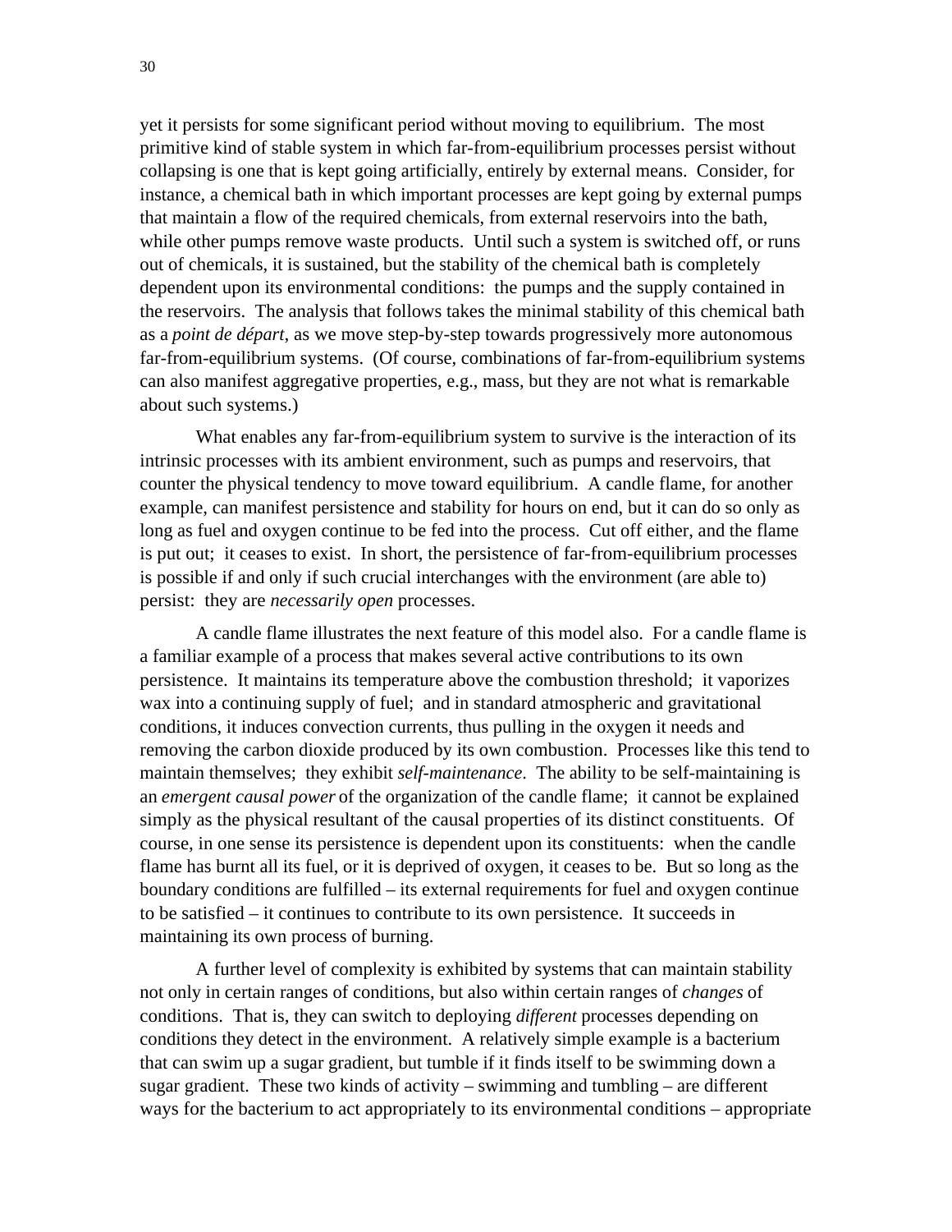yet it persists for some significant period without moving to equilibrium. The most primitive kind of stable system in which far-from-equilibrium processes persist without collapsing is one that is kept going artificially, entirely by external means. Consider, for instance, a chemical bath in which important processes are kept going by external pumps that maintain a flow of the required chemicals, from external reservoirs into the bath, while other pumps remove waste products. Until such a system is switched off, or runs out of chemicals, it is sustained, but the stability of the chemical bath is completely dependent upon its environmental conditions: the pumps and the supply contained in the reservoirs. The analysis that follows takes the minimal stability of this chemical bath as a *point de départ*, as we move step-by-step towards progressively more autonomous far-from-equilibrium systems. (Of course, combinations of far-from-equilibrium systems can also manifest aggregative properties, e.g., mass, but they are not what is remarkable about such systems.)

What enables any far-from-equilibrium system to survive is the interaction of its intrinsic processes with its ambient environment, such as pumps and reservoirs, that counter the physical tendency to move toward equilibrium. A candle flame, for another example, can manifest persistence and stability for hours on end, but it can do so only as long as fuel and oxygen continue to be fed into the process. Cut off either, and the flame is put out; it ceases to exist. In short, the persistence of far-from-equilibrium processes is possible if and only if such crucial interchanges with the environment (are able to) persist: they are *necessarily open* processes.

A candle flame illustrates the next feature of this model also. For a candle flame is a familiar example of a process that makes several active contributions to its own persistence. It maintains its temperature above the combustion threshold; it vaporizes wax into a continuing supply of fuel; and in standard atmospheric and gravitational conditions, it induces convection currents, thus pulling in the oxygen it needs and removing the carbon dioxide produced by its own combustion. Processes like this tend to maintain themselves; they exhibit *self-maintenance*. The ability to be self-maintaining is an *emergent causal power* of the organization of the candle flame; it cannot be explained simply as the physical resultant of the causal properties of its distinct constituents. Of course, in one sense its persistence is dependent upon its constituents: when the candle flame has burnt all its fuel, or it is deprived of oxygen, it ceases to be. But so long as the boundary conditions are fulfilled – its external requirements for fuel and oxygen continue to be satisfied – it continues to contribute to its own persistence. It succeeds in maintaining its own process of burning.

A further level of complexity is exhibited by systems that can maintain stability not only in certain ranges of conditions, but also within certain ranges of *changes* of conditions. That is, they can switch to deploying *different* processes depending on conditions they detect in the environment. A relatively simple example is a bacterium that can swim up a sugar gradient, but tumble if it finds itself to be swimming down a sugar gradient. These two kinds of activity – swimming and tumbling – are different ways for the bacterium to act appropriately to its environmental conditions – appropriate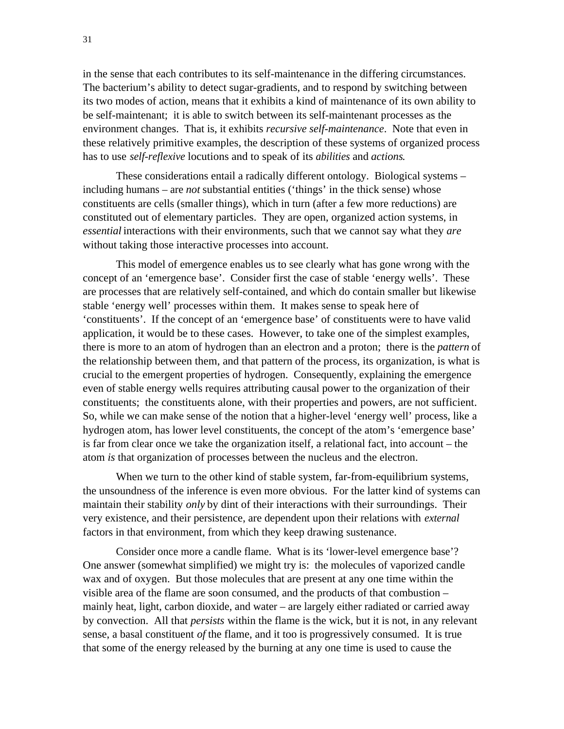in the sense that each contributes to its self-maintenance in the differing circumstances. The bacterium's ability to detect sugar-gradients, and to respond by switching between its two modes of action, means that it exhibits a kind of maintenance of its own ability to be self-maintenant; it is able to switch between its self-maintenant processes as the environment changes. That is, it exhibits *recursive self-maintenance*. Note that even in these relatively primitive examples, the description of these systems of organized process has to use *self-reflexive* locutions and to speak of its *abilities* and *actions*.

These considerations entail a radically different ontology. Biological systems – including humans – are *not* substantial entities ('things' in the thick sense) whose constituents are cells (smaller things), which in turn (after a few more reductions) are constituted out of elementary particles. They are open, organized action systems, in *essential* interactions with their environments, such that we cannot say what they *are* without taking those interactive processes into account.

This model of emergence enables us to see clearly what has gone wrong with the concept of an 'emergence base'. Consider first the case of stable 'energy wells'. These are processes that are relatively self-contained, and which do contain smaller but likewise stable 'energy well' processes within them. It makes sense to speak here of 'constituents'. If the concept of an 'emergence base' of constituents were to have valid application, it would be to these cases. However, to take one of the simplest examples, there is more to an atom of hydrogen than an electron and a proton; there is the *pattern* of the relationship between them, and that pattern of the process, its organization, is what is crucial to the emergent properties of hydrogen. Consequently, explaining the emergence even of stable energy wells requires attributing causal power to the organization of their constituents; the constituents alone, with their properties and powers, are not sufficient. So, while we can make sense of the notion that a higher-level 'energy well' process, like a hydrogen atom, has lower level constituents, the concept of the atom's 'emergence base' is far from clear once we take the organization itself, a relational fact, into account – the atom *is* that organization of processes between the nucleus and the electron.

When we turn to the other kind of stable system, far-from-equilibrium systems, the unsoundness of the inference is even more obvious. For the latter kind of systems can maintain their stability *only* by dint of their interactions with their surroundings. Their very existence, and their persistence, are dependent upon their relations with *external* factors in that environment, from which they keep drawing sustenance.

Consider once more a candle flame. What is its 'lower-level emergence base'? One answer (somewhat simplified) we might try is: the molecules of vaporized candle wax and of oxygen. But those molecules that are present at any one time within the visible area of the flame are soon consumed, and the products of that combustion – mainly heat, light, carbon dioxide, and water – are largely either radiated or carried away by convection. All that *persists* within the flame is the wick, but it is not, in any relevant sense, a basal constituent *of* the flame, and it too is progressively consumed. It is true that some of the energy released by the burning at any one time is used to cause the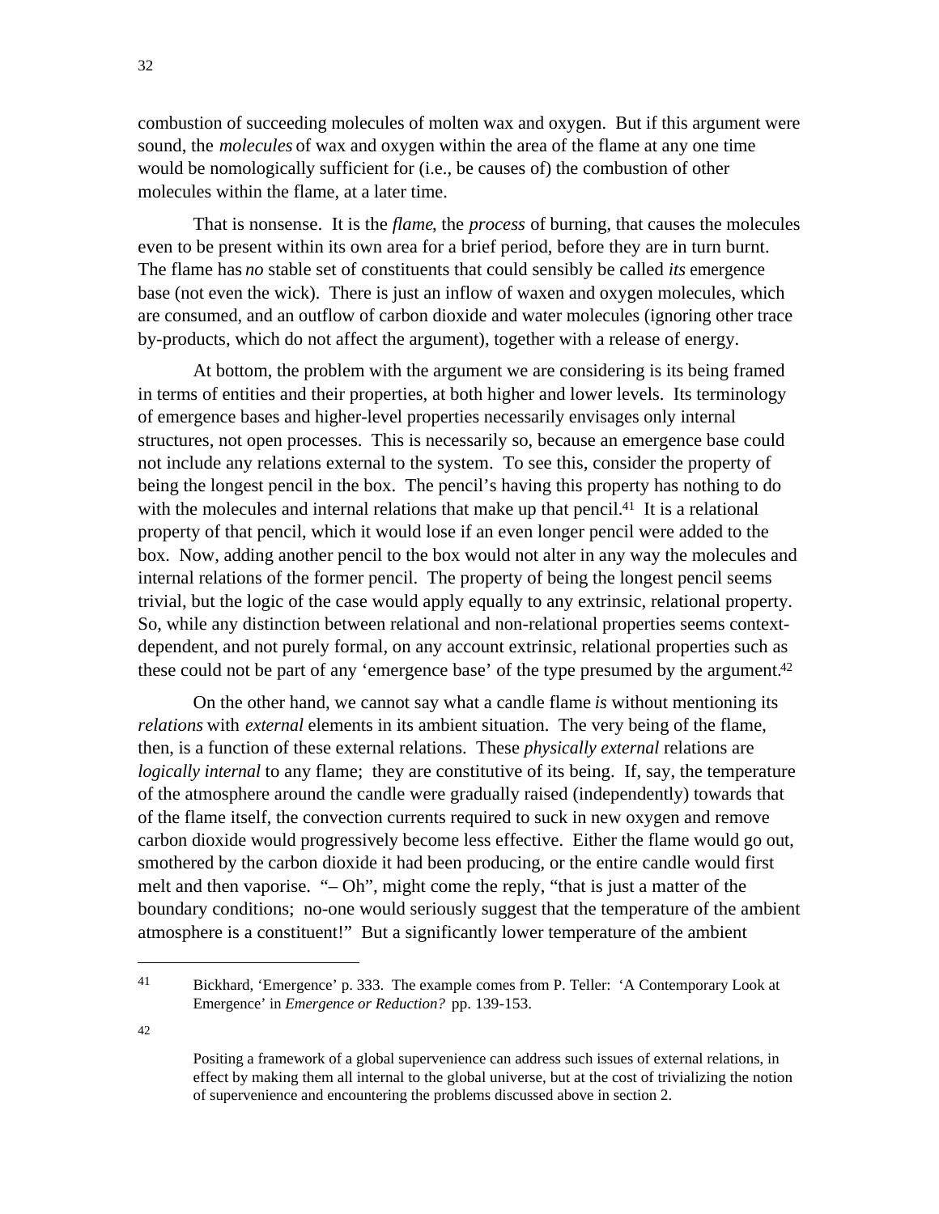combustion of succeeding molecules of molten wax and oxygen. But if this argument were sound, the *molecules* of wax and oxygen within the area of the flame at any one time would be nomologically sufficient for (i.e., be causes of) the combustion of other molecules within the flame, at a later time.

That is nonsense. It is the *flame*, the *process* of burning, that causes the molecules even to be present within its own area for a brief period, before they are in turn burnt. The flame has *no* stable set of constituents that could sensibly be called *its* emergence base (not even the wick). There is just an inflow of waxen and oxygen molecules, which are consumed, and an outflow of carbon dioxide and water molecules (ignoring other trace by-products, which do not affect the argument), together with a release of energy.

At bottom, the problem with the argument we are considering is its being framed in terms of entities and their properties, at both higher and lower levels. Its terminology of emergence bases and higher-level properties necessarily envisages only internal structures, not open processes. This is necessarily so, because an emergence base could not include any relations external to the system. To see this, consider the property of being the longest pencil in the box. The pencil's having this property has nothing to do with the molecules and internal relations that make up that pencil.[41] It is a relational property of that pencil, which it would lose if an even longer pencil were added to the box. Now, adding another pencil to the box would not alter in any way the molecules and internal relations of the former pencil. The property of being the longest pencil seems trivial, but the logic of the case would apply equally to any extrinsic, relational property. So, while any distinction between relational and non-relational properties seems context-dependent, and not purely formal, on any account extrinsic, relational properties such as these could not be part of any 'emergence base' of the type presumed by the argument.[42]

On the other hand, we cannot say what a candle flame *is* without mentioning its *relations* with *external* elements in its ambient situation. The very being of the flame, then, is a function of these external relations. These *physically external* relations are *logically internal* to any flame; they are constitutive of its being. If, say, the temperature of the atmosphere around the candle were gradually raised (independently) towards that of the flame itself, the convection currents required to suck in new oxygen and remove carbon dioxide would progressively become less effective. Either the flame would go out, smothered by the carbon dioxide it had been producing, or the entire candle would first melt and then vaporise. "– Oh", might come the reply, "that is just a matter of the boundary conditions; no-one would seriously suggest that the temperature of the ambient atmosphere is a constituent!" But a significantly lower temperature of the ambient

---

[41] Bickhard, 'Emergence' p. 333. The example comes from P. Teller: 'A Contemporary Look at Emergence' in *Emergence or Reduction?* pp. 139-153.

[42] Positing a framework of a global supervenience can address such issues of external relations, in effect by making them all internal to the global universe, but at the cost of trivializing the notion of supervenience and encountering the problems discussed above in section 2.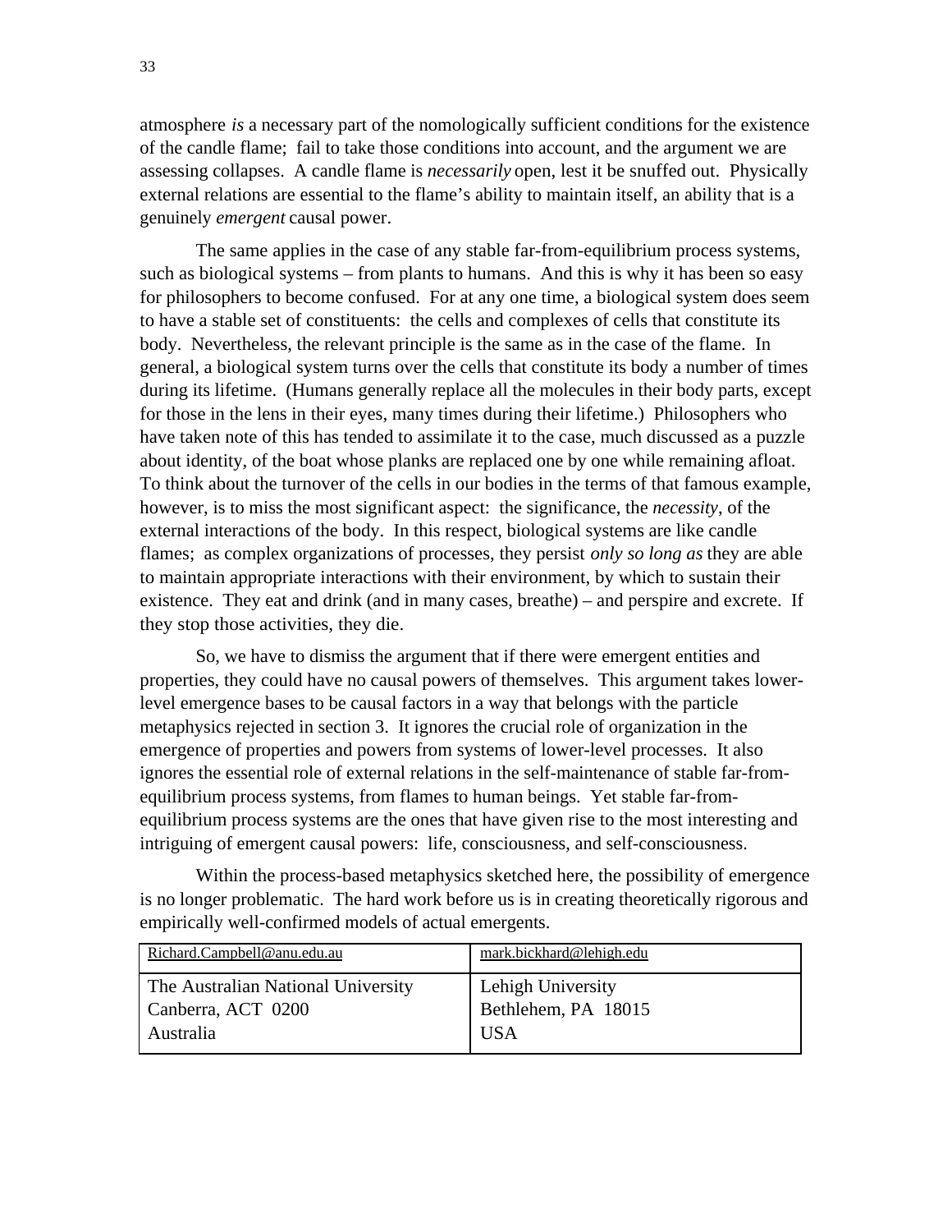atmosphere *is* a necessary part of the nomologically sufficient conditions for the existence of the candle flame; fail to take those conditions into account, and the argument we are assessing collapses. A candle flame is *necessarily* open, lest it be snuffed out. Physically external relations are essential to the flame's ability to maintain itself, an ability that is a genuinely *emergent* causal power.

The same applies in the case of any stable far-from-equilibrium process systems, such as biological systems – from plants to humans. And this is why it has been so easy for philosophers to become confused. For at any one time, a biological system does seem to have a stable set of constituents: the cells and complexes of cells that constitute its body. Nevertheless, the relevant principle is the same as in the case of the flame. In general, a biological system turns over the cells that constitute its body a number of times during its lifetime. (Humans generally replace all the molecules in their body parts, except for those in the lens in their eyes, many times during their lifetime.) Philosophers who have taken note of this has tended to assimilate it to the case, much discussed as a puzzle about identity, of the boat whose planks are replaced one by one while remaining afloat. To think about the turnover of the cells in our bodies in the terms of that famous example, however, is to miss the most significant aspect: the significance, the *necessity*, of the external interactions of the body. In this respect, biological systems are like candle flames; as complex organizations of processes, they persist *only so long as* they are able to maintain appropriate interactions with their environment, by which to sustain their existence. They eat and drink (and in many cases, breathe) – and perspire and excrete. If they stop those activities, they die.

So, we have to dismiss the argument that if there were emergent entities and properties, they could have no causal powers of themselves. This argument takes lower-level emergence bases to be causal factors in a way that belongs with the particle metaphysics rejected in section 3. It ignores the crucial role of organization in the emergence of properties and powers from systems of lower-level processes. It also ignores the essential role of external relations in the self-maintenance of stable far-from-equilibrium process systems, from flames to human beings. Yet stable far-from-equilibrium process systems are the ones that have given rise to the most interesting and intriguing of emergent causal powers: life, consciousness, and self-consciousness.

Within the process-based metaphysics sketched here, the possibility of emergence is no longer problematic. The hard work before us is in creating theoretically rigorous and empirically well-confirmed models of actual emergents.

| Richard.Campbell@anu.edu.au | mark.bickhard@lehigh.edu |
|---|---|
| The Australian National University<br>Canberra, ACT 0200<br>Australia | Lehigh University<br>Bethlehem, PA 18015<br>USA |